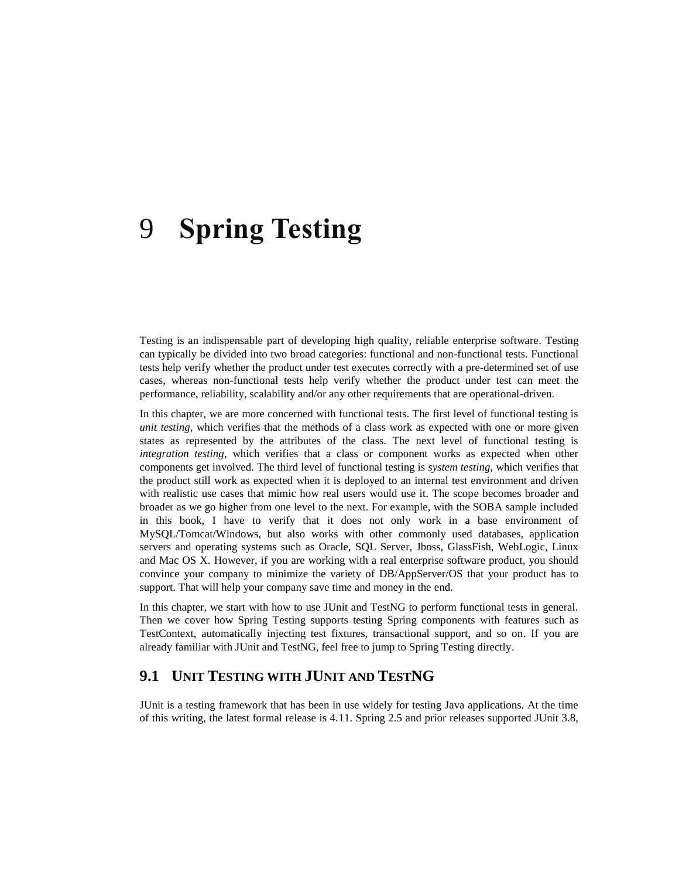# 9 Spring Testing

Testing is an indispensable part of developing high quality, reliable enterprise software. Testing can typically be divided into two broad categories: functional and non-functional tests. Functional tests help verify whether the product under test executes correctly with a pre-determined set of use cases, whereas non-functional tests help verify whether the product under test can meet the performance, reliability, scalability and/or any other requirements that are operational-driven.

In this chapter, we are more concerned with functional tests. The first level of functional testing is *unit testing*, which verifies that the methods of a class work as expected with one or more given states as represented by the attributes of the class. The next level of functional testing is *integration testing*, which verifies that a class or component works as expected when other components get involved. The third level of functional testing is *system testing*, which verifies that the product still work as expected when it is deployed to an internal test environment and driven with realistic use cases that mimic how real users would use it. The scope becomes broader and broader as we go higher from one level to the next. For example, with the SOBA sample included in this book, I have to verify that it does not only work in a base environment of MySQL/Tomcat/Windows, but also works with other commonly used databases, application servers and operating systems such as Oracle, SQL Server, Jboss, GlassFish, WebLogic, Linux and Mac OS X. However, if you are working with a real enterprise software product, you should convince your company to minimize the variety of DB/AppServer/OS that your product has to support. That will help your company save time and money in the end.

In this chapter, we start with how to use JUnit and TestNG to perform functional tests in general. Then we cover how Spring Testing supports testing Spring components with features such as TestContext, automatically injecting test fixtures, transactional support, and so on. If you are already familiar with JUnit and TestNG, feel free to jump to Spring Testing directly.

## 9.1 UNIT TESTING WITH JUNIT AND TESTNG

JUnit is a testing framework that has been in use widely for testing Java applications. At the time of this writing, the latest formal release is 4.11. Spring 2.5 and prior releases supported JUnit 3.8,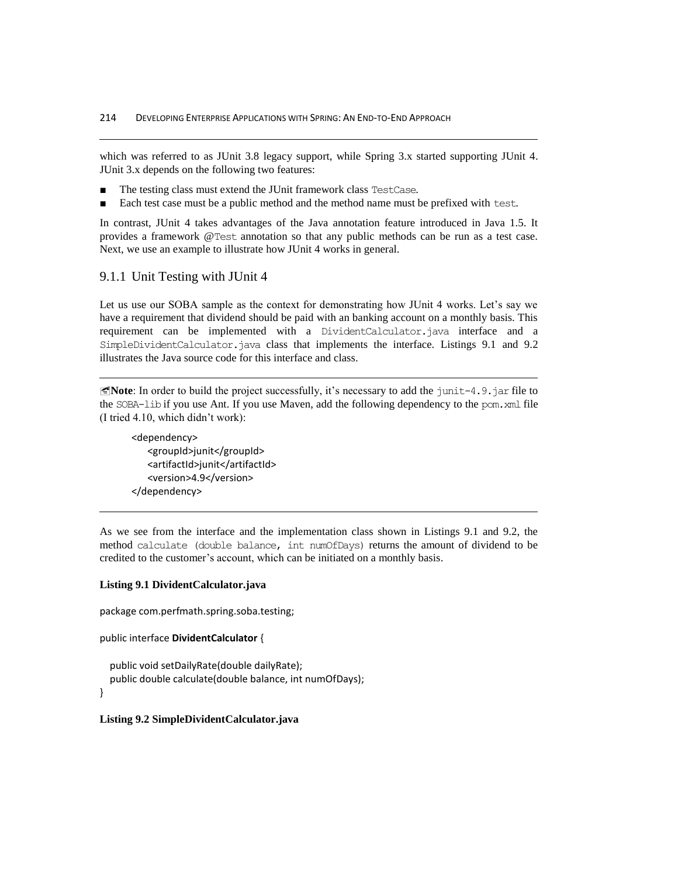which was referred to as JUnit 3.8 legacy support, while Spring 3.x started supporting JUnit 4. JUnit 3.x depends on the following two features:

- The testing class must extend the JUnit framework class `TestCase`.
- Each test case must be a public method and the method name must be prefixed with `test`.

In contrast, JUnit 4 takes advantages of the Java annotation feature introduced in Java 1.5. It provides a framework `@Test` annotation so that any public methods can be run as a test case. Next, we use an example to illustrate how JUnit 4 works in general.

## 9.1.1 Unit Testing with JUnit 4

Let us use our SOBA sample as the context for demonstrating how JUnit 4 works. Let's say we have a requirement that dividend should be paid with an banking account on a monthly basis. This requirement can be implemented with a `DividentCalculator.java` interface and a `SimpleDividentCalculator.java` class that implements the interface. Listings 9.1 and 9.2 illustrates the Java source code for this interface and class.

---

**Note**: In order to build the project successfully, it's necessary to add the `junit-4.9.jar` file to the `SOBA-lib` if you use Ant. If you use Maven, add the following dependency to the `pom.xml` file (I tried 4.10, which didn't work):

```
<dependency>
    <groupId>junit</groupId>
    <artifactId>junit</artifactId>
    <version>4.9</version>
</dependency>
```

---

As we see from the interface and the implementation class shown in Listings 9.1 and 9.2, the method `calculate (double balance, int numOfDays)` returns the amount of dividend to be credited to the customer's account, which can be initiated on a monthly basis.

**Listing 9.1 DividentCalculator.java**

```
package com.perfmath.spring.soba.testing;

public interface DividentCalculator {

   public void setDailyRate(double dailyRate);
   public double calculate(double balance, int numOfDays);
}
```

**Listing 9.2 SimpleDividentCalculator.java**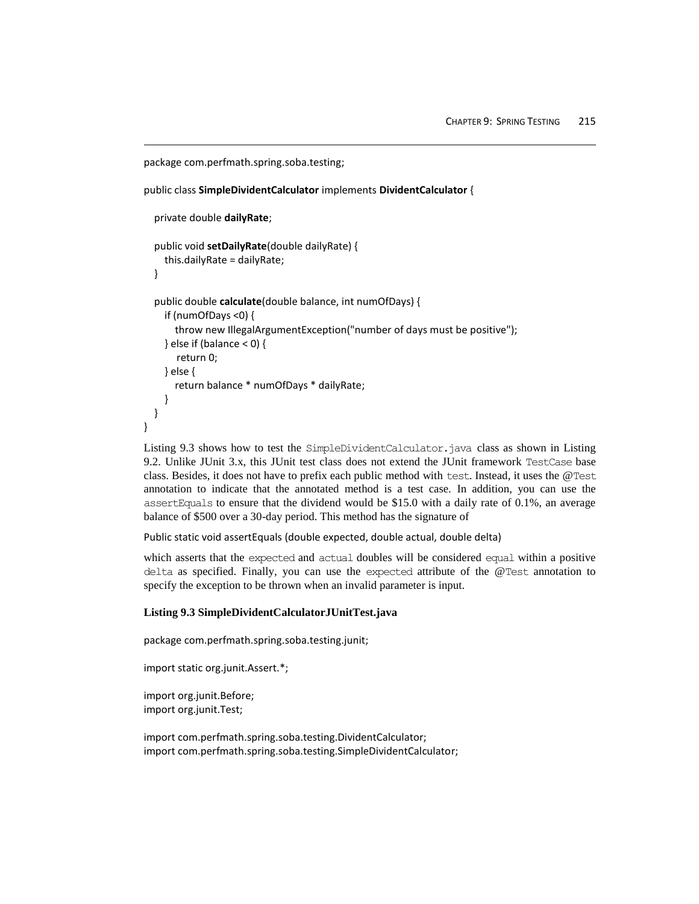```
package com.perfmath.spring.soba.testing;

public class SimpleDividentCalculator implements DividentCalculator {

   private double dailyRate;

   public void setDailyRate(double dailyRate) {
      this.dailyRate = dailyRate;
   }

   public double calculate(double balance, int numOfDays) {
      if (numOfDays <0) {
         throw new IllegalArgumentException("number of days must be positive");
      } else if (balance < 0) {
          return 0;
      } else {
         return balance * numOfDays * dailyRate;
      }
   }
}
```

Listing 9.3 shows how to test the `SimpleDividentCalculator.java` class as shown in Listing 9.2. Unlike JUnit 3.x, this JUnit test class does not extend the JUnit framework `TestCase` base class. Besides, it does not have to prefix each public method with `test`. Instead, it uses the `@Test` annotation to indicate that the annotated method is a test case. In addition, you can use the `assertEquals` to ensure that the dividend would be $15.0 with a daily rate of 0.1%, an average balance of $500 over a 30-day period. This method has the signature of

```
Public static void assertEquals (double expected, double actual, double delta)
```

which asserts that the `expected` and `actual` doubles will be considered `equal` within a positive `delta` as specified. Finally, you can use the `expected` attribute of the `@Test` annotation to specify the exception to be thrown when an invalid parameter is input.

**Listing 9.3 SimpleDividentCalculatorJUnitTest.java**

```
package com.perfmath.spring.soba.testing.junit;

import static org.junit.Assert.*;

import org.junit.Before;
import org.junit.Test;

import com.perfmath.spring.soba.testing.DividentCalculator;
import com.perfmath.spring.soba.testing.SimpleDividentCalculator;
```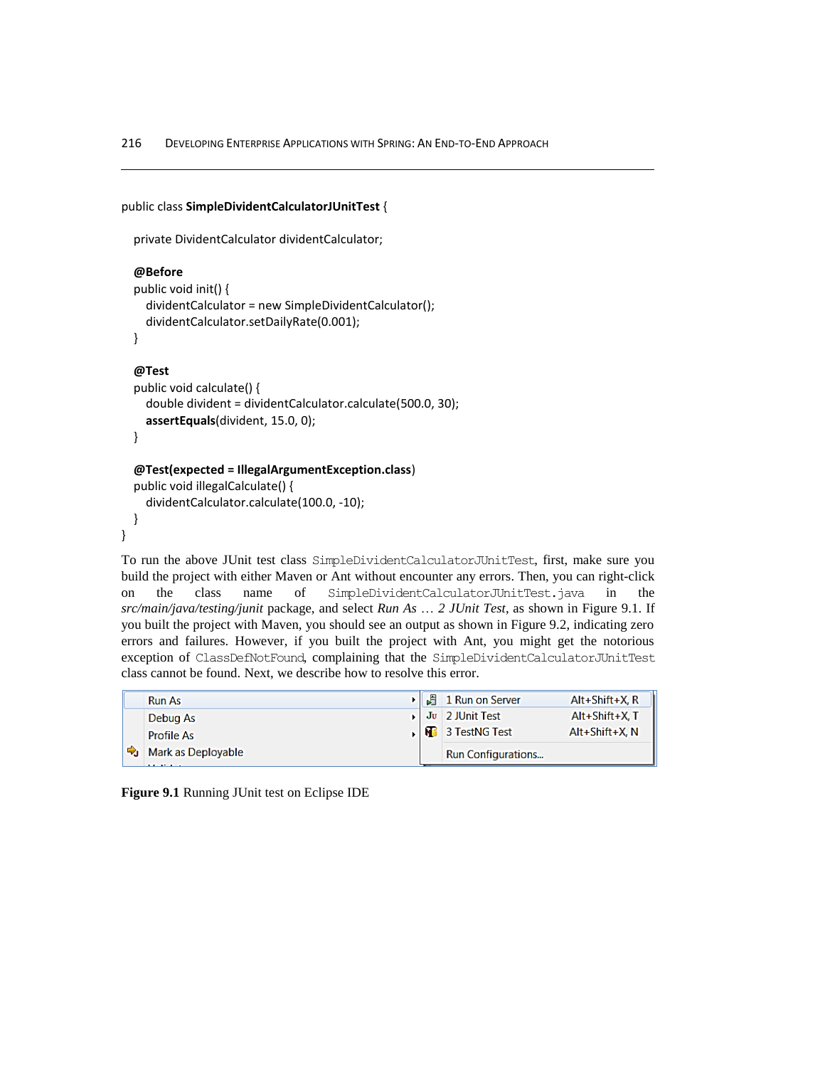```
public class SimpleDividentCalculatorJUnitTest {

  private DividentCalculator dividentCalculator;

  @Before
  public void init() {
    dividentCalculator = new SimpleDividentCalculator();
    dividentCalculator.setDailyRate(0.001);
  }

  @Test
  public void calculate() {
    double divident = dividentCalculator.calculate(500.0, 30);
    assertEquals(divident, 15.0, 0);
  }

  @Test(expected = IllegalArgumentException.class)
  public void illegalCalculate() {
    dividentCalculator.calculate(100.0, -10);
  }
}
```

To run the above JUnit test class `SimpleDividentCalculatorJUnitTest`, first, make sure you build the project with either Maven or Ant without encounter any errors. Then, you can right-click on the class name of `SimpleDividentCalculatorJUnitTest.java` in the *src/main/java/testing/junit* package, and select *Run As … 2 JUnit Test*, as shown in Figure 9.1. If you built the project with Maven, you should see an output as shown in Figure 9.2, indicating zero errors and failures. However, if you built the project with Ant, you might get the notorious exception of `ClassDefNotFound`, complaining that the `SimpleDividentCalculatorJUnitTest` class cannot be found. Next, we describe how to resolve this error.

| | | | |
|---|---|---|---|
| Run As | ▸ | 1 Run on Server | Alt+Shift+X, R |
| Debug As | ▸ | 2 JUnit Test | Alt+Shift+X, T |
| Profile As | ▸ | 3 TestNG Test | Alt+Shift+X, N |
| Mark as Deployable | | Run Configurations... | |

**Figure 9.1** Running JUnit test on Eclipse IDE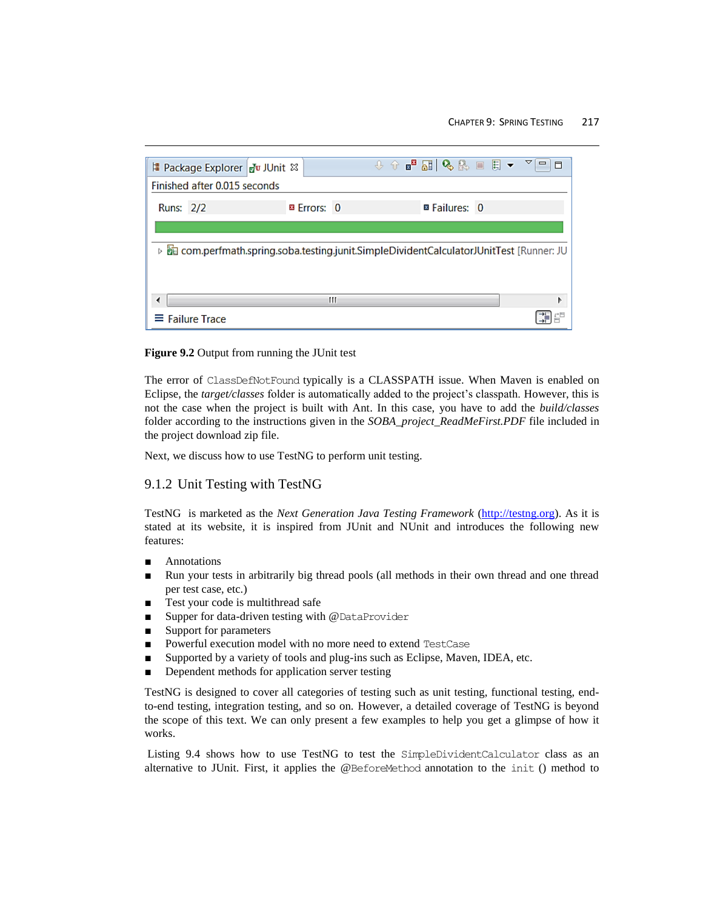**Figure 9.2** Output from running the JUnit test

The error of ClassDefNotFound typically is a CLASSPATH issue. When Maven is enabled on Eclipse, the *target/classes* folder is automatically added to the project's classpath. However, this is not the case when the project is built with Ant. In this case, you have to add the *build/classes* folder according to the instructions given in the *SOBA_project_ReadMeFirst.PDF* file included in the project download zip file.

Next, we discuss how to use TestNG to perform unit testing.

## 9.1.2 Unit Testing with TestNG

TestNG is marketed as the *Next Generation Java Testing Framework* (http://testng.org). As it is stated at its website, it is inspired from JUnit and NUnit and introduces the following new features:

- Annotations
- Run your tests in arbitrarily big thread pools (all methods in their own thread and one thread per test case, etc.)
- Test your code is multithread safe
- Supper for data-driven testing with @DataProvider
- Support for parameters
- Powerful execution model with no more need to extend TestCase
- Supported by a variety of tools and plug-ins such as Eclipse, Maven, IDEA, etc.
- Dependent methods for application server testing

TestNG is designed to cover all categories of testing such as unit testing, functional testing, end-to-end testing, integration testing, and so on. However, a detailed coverage of TestNG is beyond the scope of this text. We can only present a few examples to help you get a glimpse of how it works.

Listing 9.4 shows how to use TestNG to test the SimpleDividentCalculator class as an alternative to JUnit. First, it applies the @BeforeMethod annotation to the init () method to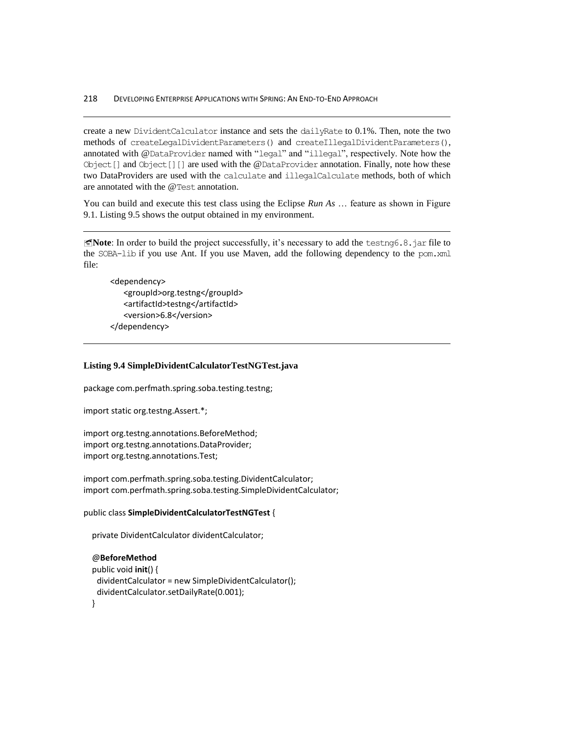create a new DividentCalculator instance and sets the dailyRate to 0.1%. Then, note the two methods of createLegalDividentParameters() and createIllegalDividentParameters(), annotated with @DataProvider named with "legal" and "illegal", respectively. Note how the Object[] and Object[][] are used with the @DataProvider annotation. Finally, note how these two DataProviders are used with the calculate and illegalCalculate methods, both of which are annotated with the @Test annotation.

You can build and execute this test class using the Eclipse *Run As* … feature as shown in Figure 9.1. Listing 9.5 shows the output obtained in my environment.

---

**Note**: In order to build the project successfully, it's necessary to add the testng6.8.jar file to the SOBA-lib if you use Ant. If you use Maven, add the following dependency to the pom.xml file:

```
<dependency>
    <groupId>org.testng</groupId>
    <artifactId>testng</artifactId>
    <version>6.8</version>
</dependency>
```

---

**Listing 9.4 SimpleDividentCalculatorTestNGTest.java**

```java
package com.perfmath.spring.soba.testing.testng;

import static org.testng.Assert.*;

import org.testng.annotations.BeforeMethod;
import org.testng.annotations.DataProvider;
import org.testng.annotations.Test;

import com.perfmath.spring.soba.testing.DividentCalculator;
import com.perfmath.spring.soba.testing.SimpleDividentCalculator;

public class SimpleDividentCalculatorTestNGTest {

  private DividentCalculator dividentCalculator;

  @BeforeMethod
  public void init() {
    dividentCalculator = new SimpleDividentCalculator();
    dividentCalculator.setDailyRate(0.001);
  }
```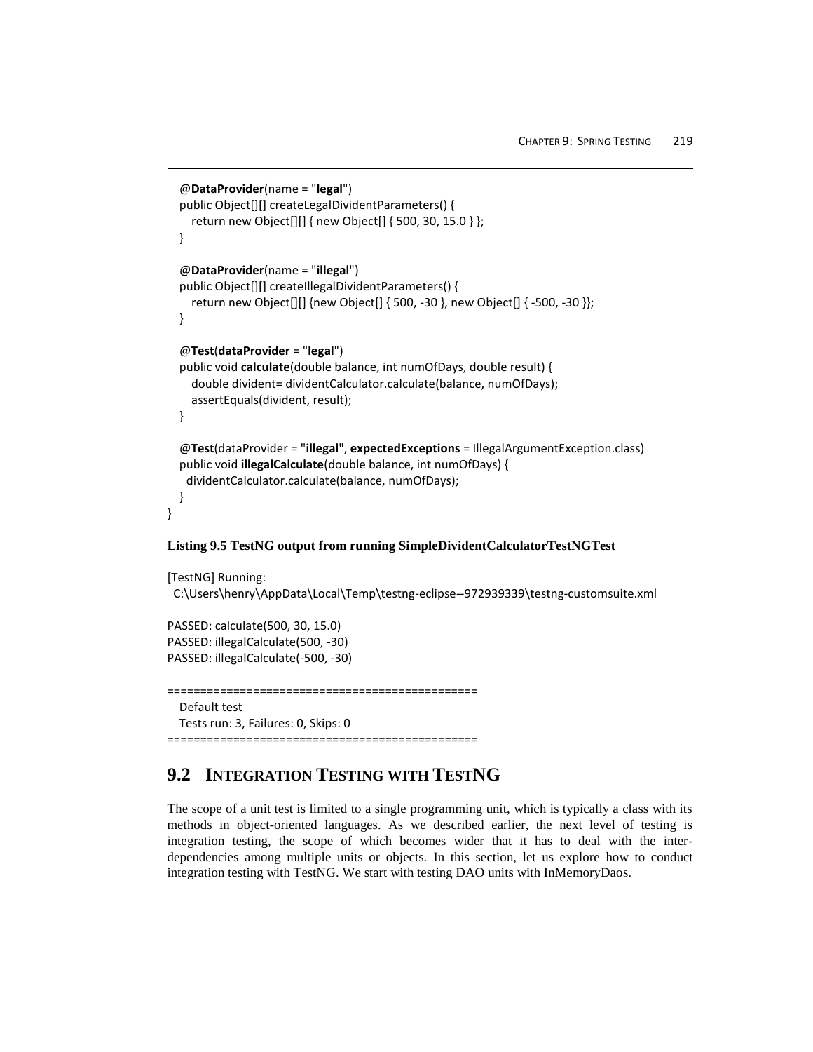```java
    @DataProvider(name = "legal")
    public Object[][] createLegalDividentParameters() {
        return new Object[][] { new Object[] { 500, 30, 15.0 } };
    }

    @DataProvider(name = "illegal")
    public Object[][] createIllegalDividentParameters() {
        return new Object[][] {new Object[] { 500, -30 }, new Object[] { -500, -30 }};
    }

    @Test(dataProvider = "legal")
    public void calculate(double balance, int numOfDays, double result) {
        double divident= dividentCalculator.calculate(balance, numOfDays);
        assertEquals(divident, result);
    }

    @Test(dataProvider = "illegal", expectedExceptions = IllegalArgumentException.class)
    public void illegalCalculate(double balance, int numOfDays) {
        dividentCalculator.calculate(balance, numOfDays);
    }
}
```

**Listing 9.5 TestNG output from running SimpleDividentCalculatorTestNGTest**

```
[TestNG] Running:
  C:\Users\henry\AppData\Local\Temp\testng-eclipse--972939339\testng-customsuite.xml

PASSED: calculate(500, 30, 15.0)
PASSED: illegalCalculate(500, -30)
PASSED: illegalCalculate(-500, -30)

===============================================
    Default test
    Tests run: 3, Failures: 0, Skips: 0
===============================================
```

## 9.2 INTEGRATION TESTING WITH TESTNG

The scope of a unit test is limited to a single programming unit, which is typically a class with its methods in object-oriented languages. As we described earlier, the next level of testing is integration testing, the scope of which becomes wider that it has to deal with the inter-dependencies among multiple units or objects. In this section, let us explore how to conduct integration testing with TestNG. We start with testing DAO units with InMemoryDaos.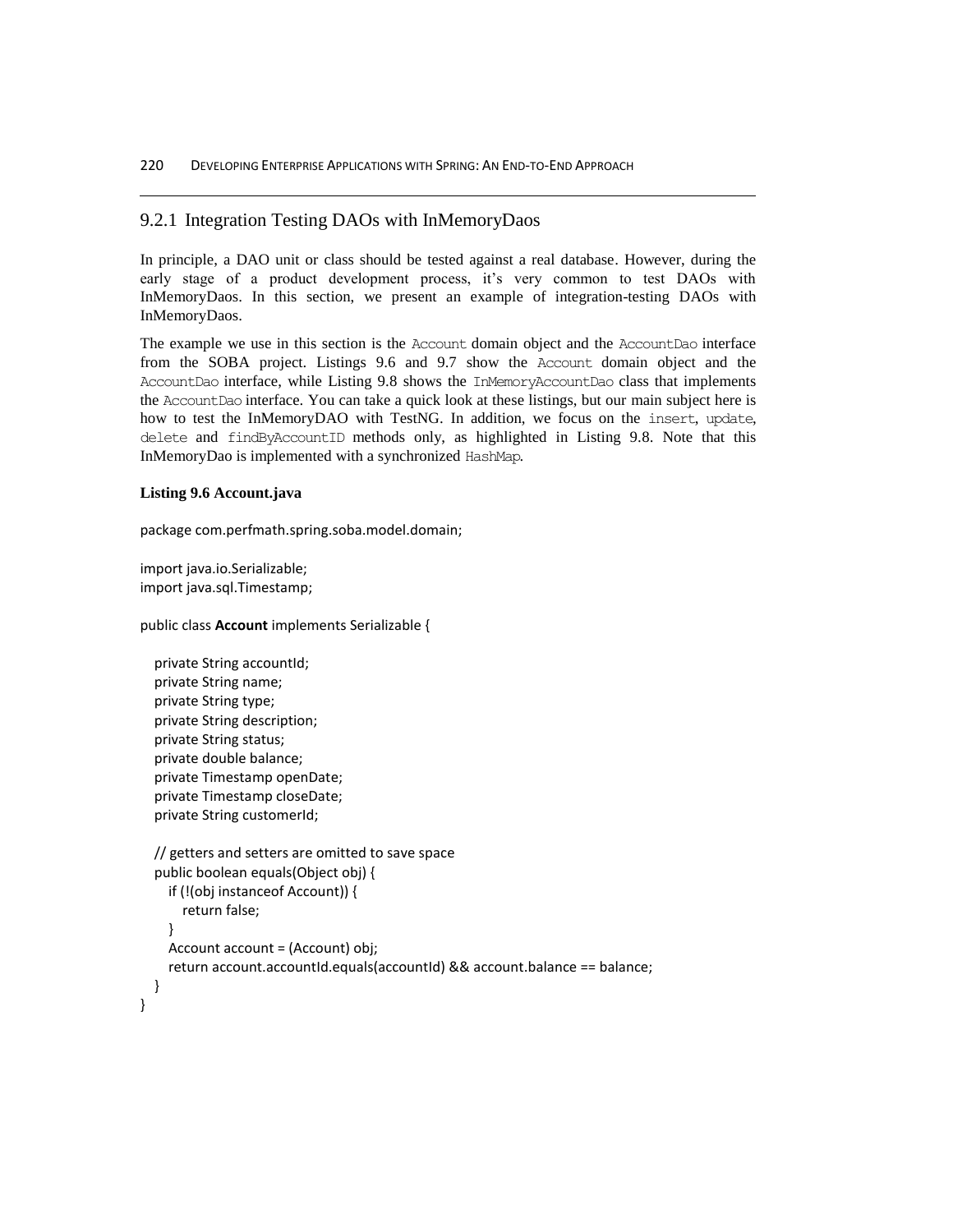### 9.2.1 Integration Testing DAOs with InMemoryDaos

In principle, a DAO unit or class should be tested against a real database. However, during the early stage of a product development process, it's very common to test DAOs with InMemoryDaos. In this section, we present an example of integration-testing DAOs with InMemoryDaos.

The example we use in this section is the `Account` domain object and the `AccountDao` interface from the SOBA project. Listings 9.6 and 9.7 show the `Account` domain object and the `AccountDao` interface, while Listing 9.8 shows the `InMemoryAccountDao` class that implements the `AccountDao` interface. You can take a quick look at these listings, but our main subject here is how to test the InMemoryDAO with TestNG. In addition, we focus on the `insert`, `update`, `delete` and `findByAccountID` methods only, as highlighted in Listing 9.8. Note that this InMemoryDao is implemented with a synchronized `HashMap`.

**Listing 9.6 Account.java**

```java
package com.perfmath.spring.soba.model.domain;

import java.io.Serializable;
import java.sql.Timestamp;

public class Account implements Serializable {

   private String accountId;
   private String name;
   private String type;
   private String description;
   private String status;
   private double balance;
   private Timestamp openDate;
   private Timestamp closeDate;
   private String customerId;

   // getters and setters are omitted to save space
   public boolean equals(Object obj) {
      if (!(obj instanceof Account)) {
         return false;
      }
      Account account = (Account) obj;
      return account.accountId.equals(accountId) && account.balance == balance;
   }
}
```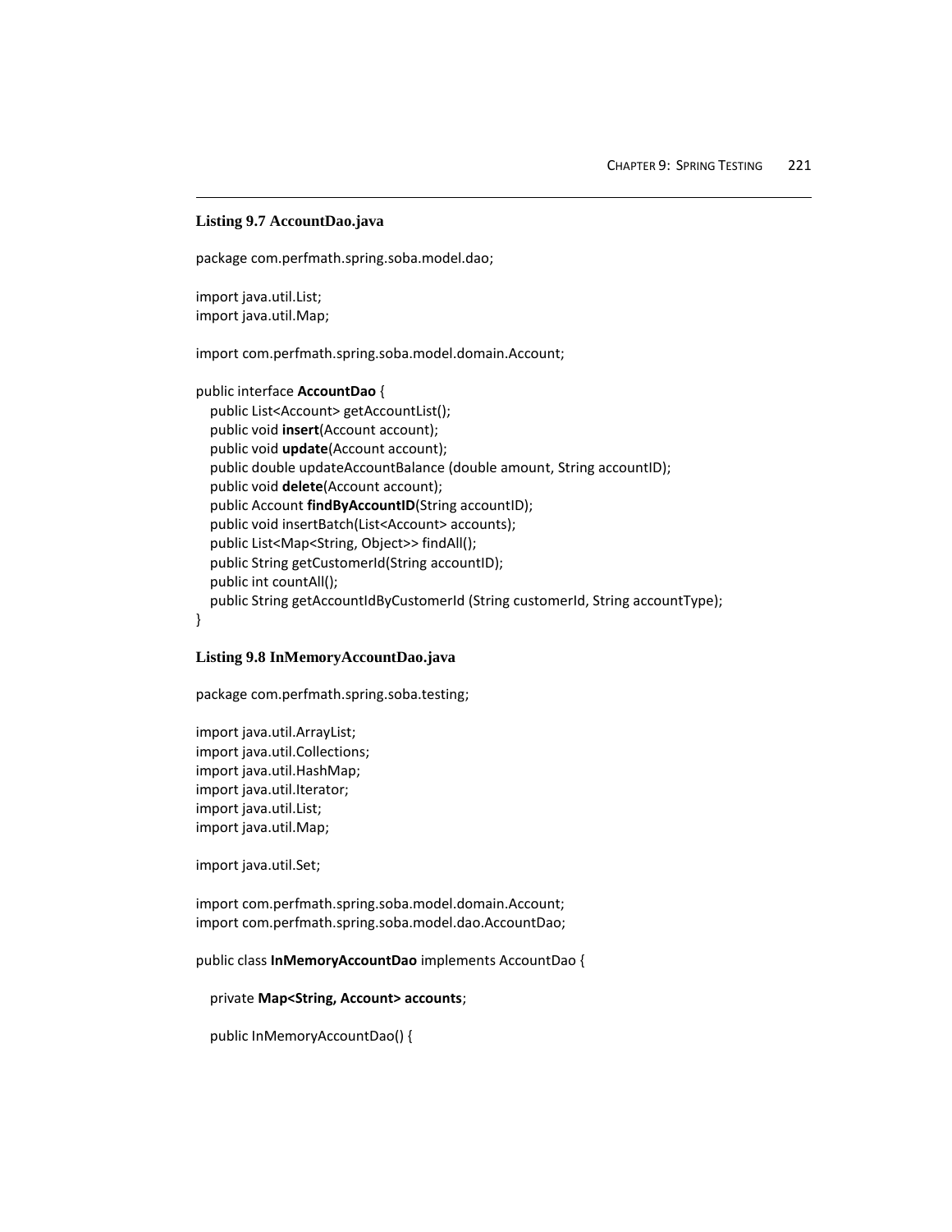**Listing 9.7 AccountDao.java**

```
package com.perfmath.spring.soba.model.dao;

import java.util.List;
import java.util.Map;

import com.perfmath.spring.soba.model.domain.Account;

public interface AccountDao {
   public List<Account> getAccountList();
   public void insert(Account account);
   public void update(Account account);
   public double updateAccountBalance (double amount, String accountID);
   public void delete(Account account);
   public Account findByAccountID(String accountID);
   public void insertBatch(List<Account> accounts);
   public List<Map<String, Object>> findAll();
   public String getCustomerId(String accountID);
   public int countAll();
   public String getAccountIdByCustomerId (String customerId, String accountType);
}
```

**Listing 9.8 InMemoryAccountDao.java**

```
package com.perfmath.spring.soba.testing;

import java.util.ArrayList;
import java.util.Collections;
import java.util.HashMap;
import java.util.Iterator;
import java.util.List;
import java.util.Map;

import java.util.Set;

import com.perfmath.spring.soba.model.domain.Account;
import com.perfmath.spring.soba.model.dao.AccountDao;

public class InMemoryAccountDao implements AccountDao {

   private Map<String, Account> accounts;

   public InMemoryAccountDao() {
```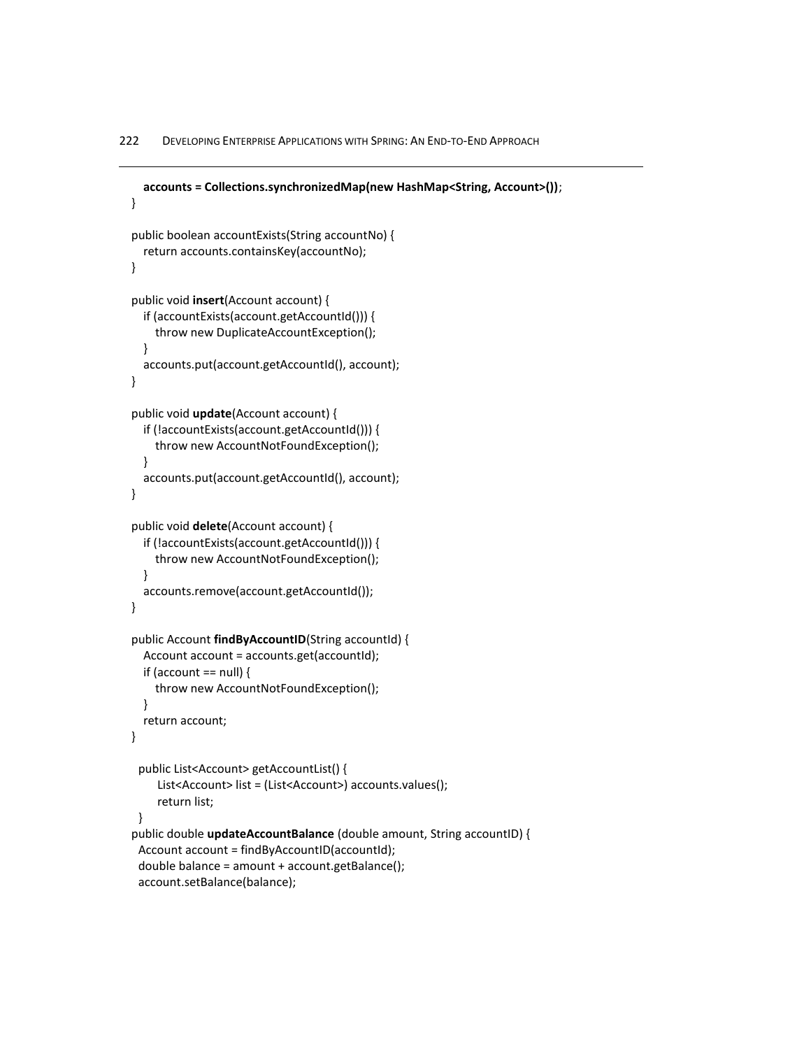```
        accounts = Collections.synchronizedMap(new HashMap<String, Account>());
    }

    public boolean accountExists(String accountNo) {
        return accounts.containsKey(accountNo);
    }

    public void insert(Account account) {
        if (accountExists(account.getAccountId())) {
            throw new DuplicateAccountException();
        }
        accounts.put(account.getAccountId(), account);
    }

    public void update(Account account) {
        if (!accountExists(account.getAccountId())) {
            throw new AccountNotFoundException();
        }
        accounts.put(account.getAccountId(), account);
    }

    public void delete(Account account) {
        if (!accountExists(account.getAccountId())) {
            throw new AccountNotFoundException();
        }
        accounts.remove(account.getAccountId());
    }

    public Account findByAccountID(String accountId) {
        Account account = accounts.get(accountId);
        if (account == null) {
            throw new AccountNotFoundException();
        }
        return account;
    }

      public List<Account> getAccountList() {
           List<Account> list = (List<Account>) accounts.values();
           return list;
      }
    public double updateAccountBalance (double amount, String accountID) {
      Account account = findByAccountID(accountId);
      double balance = amount + account.getBalance();
      account.setBalance(balance);
```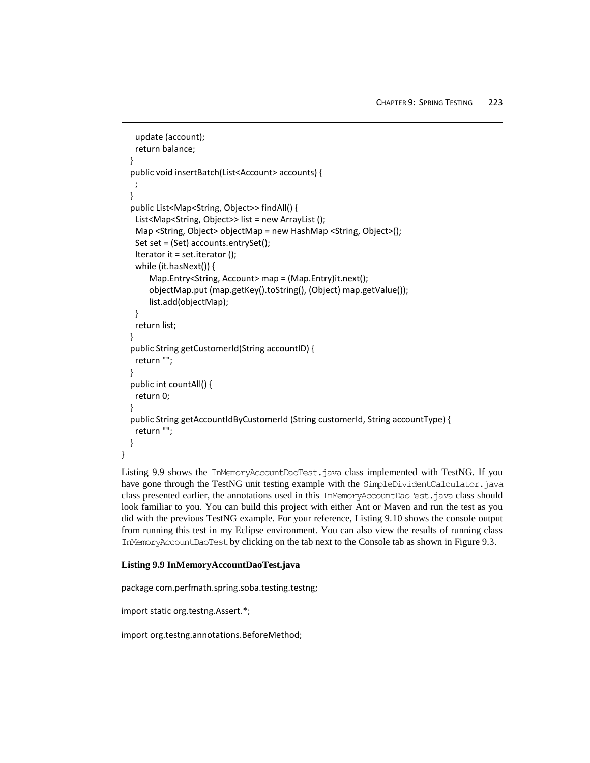```
    update (account);
    return balance;
  }
  public void insertBatch(List<Account> accounts) {
    ;
  }
  public List<Map<String, Object>> findAll() {
    List<Map<String, Object>> list = new ArrayList ();
    Map <String, Object> objectMap = new HashMap <String, Object>();
    Set set = (Set) accounts.entrySet();
    Iterator it = set.iterator ();
    while (it.hasNext()) {
        Map.Entry<String, Account> map = (Map.Entry)it.next();
        objectMap.put (map.getKey().toString(), (Object) map.getValue());
        list.add(objectMap);
    }
    return list;
  }
  public String getCustomerId(String accountID) {
    return "";
  }
  public int countAll() {
    return 0;
  }
  public String getAccountIdByCustomerId (String customerId, String accountType) {
    return "";
  }
}
```

Listing 9.9 shows the `InMemoryAccountDaoTest.java` class implemented with TestNG. If you have gone through the TestNG unit testing example with the `SimpleDividentCalculator.java` class presented earlier, the annotations used in this `InMemoryAccountDaoTest.java` class should look familiar to you. You can build this project with either Ant or Maven and run the test as you did with the previous TestNG example. For your reference, Listing 9.10 shows the console output from running this test in my Eclipse environment. You can also view the results of running class `InMemoryAccountDaoTest` by clicking on the tab next to the Console tab as shown in Figure 9.3.

**Listing 9.9 InMemoryAccountDaoTest.java**

```
package com.perfmath.spring.soba.testing.testng;

import static org.testng.Assert.*;

import org.testng.annotations.BeforeMethod;
```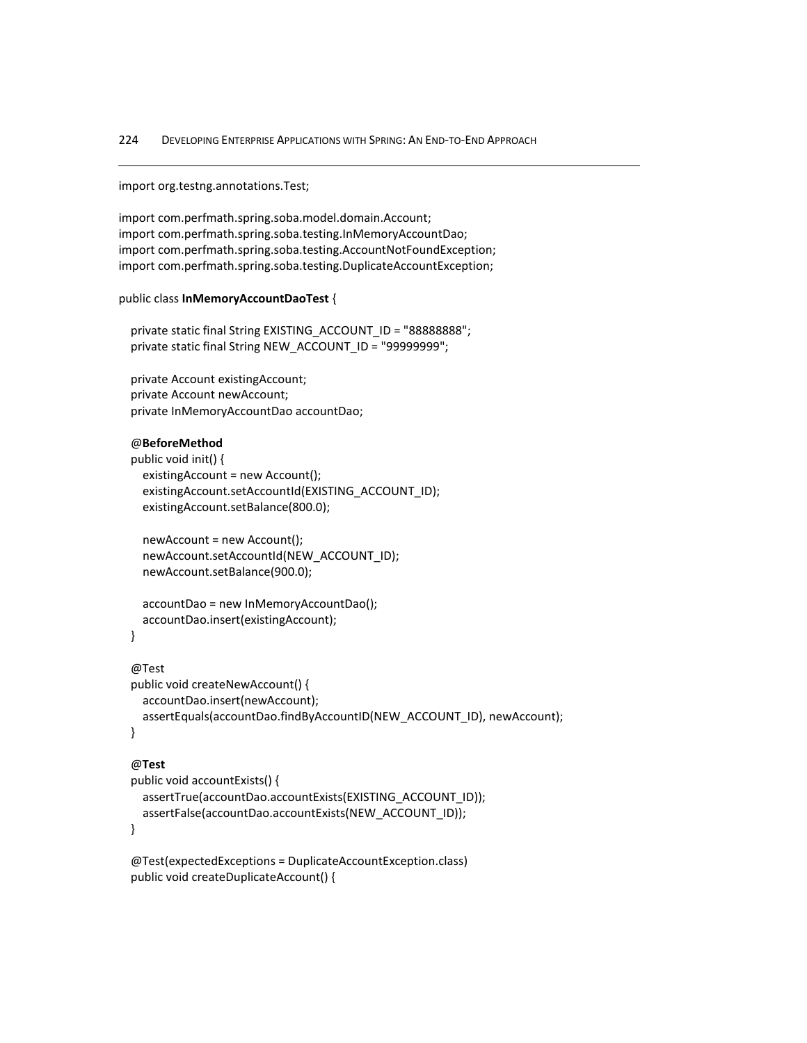```java
import org.testng.annotations.Test;

import com.perfmath.spring.soba.model.domain.Account;
import com.perfmath.spring.soba.testing.InMemoryAccountDao;
import com.perfmath.spring.soba.testing.AccountNotFoundException;
import com.perfmath.spring.soba.testing.DuplicateAccountException;

public class InMemoryAccountDaoTest {

   private static final String EXISTING_ACCOUNT_ID = "88888888";
   private static final String NEW_ACCOUNT_ID = "99999999";

   private Account existingAccount;
   private Account newAccount;
   private InMemoryAccountDao accountDao;

   @BeforeMethod
   public void init() {
      existingAccount = new Account();
      existingAccount.setAccountId(EXISTING_ACCOUNT_ID);
      existingAccount.setBalance(800.0);

      newAccount = new Account();
      newAccount.setAccountId(NEW_ACCOUNT_ID);
      newAccount.setBalance(900.0);

      accountDao = new InMemoryAccountDao();
      accountDao.insert(existingAccount);
   }

   @Test
   public void createNewAccount() {
      accountDao.insert(newAccount);
      assertEquals(accountDao.findByAccountID(NEW_ACCOUNT_ID), newAccount);
   }

   @Test
   public void accountExists() {
      assertTrue(accountDao.accountExists(EXISTING_ACCOUNT_ID));
      assertFalse(accountDao.accountExists(NEW_ACCOUNT_ID));
   }

   @Test(expectedExceptions = DuplicateAccountException.class)
   public void createDuplicateAccount() {
```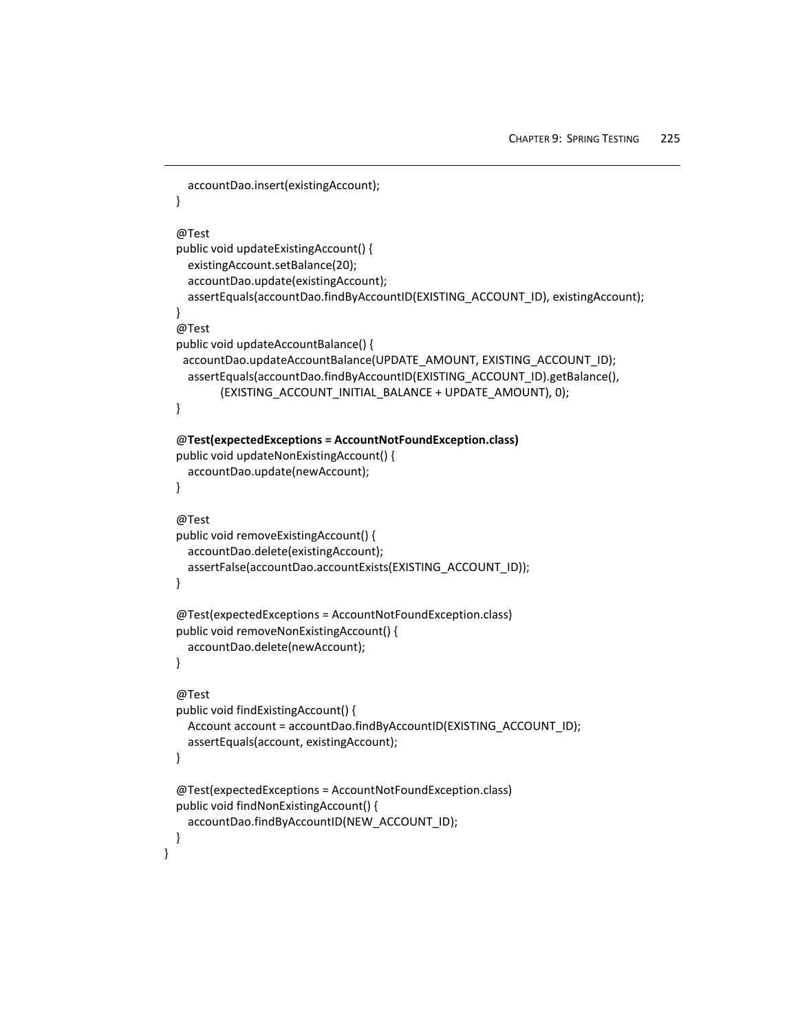```
        accountDao.insert(existingAccount);
    }

    @Test
    public void updateExistingAccount() {
        existingAccount.setBalance(20);
        accountDao.update(existingAccount);
        assertEquals(accountDao.findByAccountID(EXISTING_ACCOUNT_ID), existingAccount);
    }
    @Test
    public void updateAccountBalance() {
      accountDao.updateAccountBalance(UPDATE_AMOUNT, EXISTING_ACCOUNT_ID);
        assertEquals(accountDao.findByAccountID(EXISTING_ACCOUNT_ID).getBalance(),
                (EXISTING_ACCOUNT_INITIAL_BALANCE + UPDATE_AMOUNT), 0);
    }

    @Test(expectedExceptions = AccountNotFoundException.class)
    public void updateNonExistingAccount() {
        accountDao.update(newAccount);
    }

    @Test
    public void removeExistingAccount() {
        accountDao.delete(existingAccount);
        assertFalse(accountDao.accountExists(EXISTING_ACCOUNT_ID));
    }

    @Test(expectedExceptions = AccountNotFoundException.class)
    public void removeNonExistingAccount() {
        accountDao.delete(newAccount);
    }

    @Test
    public void findExistingAccount() {
        Account account = accountDao.findByAccountID(EXISTING_ACCOUNT_ID);
        assertEquals(account, existingAccount);
    }

    @Test(expectedExceptions = AccountNotFoundException.class)
    public void findNonExistingAccount() {
        accountDao.findByAccountID(NEW_ACCOUNT_ID);
    }
}
```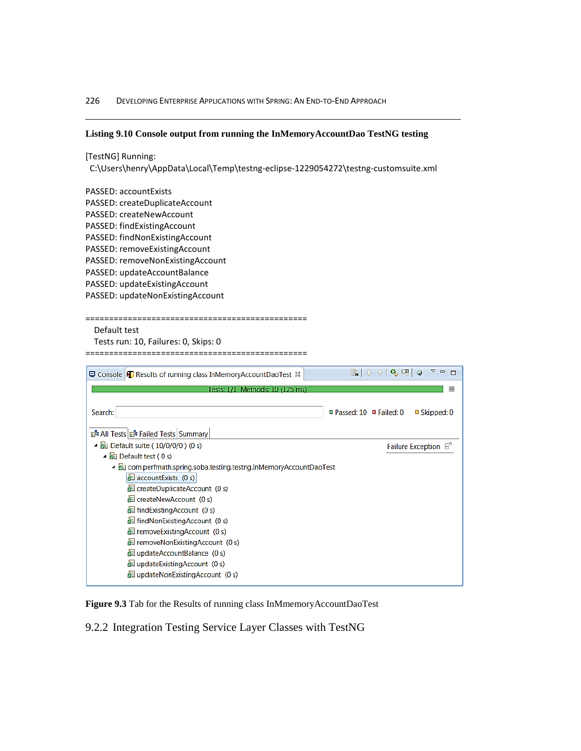**Listing 9.10 Console output from running the InMemoryAccountDao TestNG testing**

```
[TestNG] Running:
  C:\Users\henry\AppData\Local\Temp\testng-eclipse-1229054272\testng-customsuite.xml

PASSED: accountExists
PASSED: createDuplicateAccount
PASSED: createNewAccount
PASSED: findExistingAccount
PASSED: findNonExistingAccount
PASSED: removeExistingAccount
PASSED: removeNonExistingAccount
PASSED: updateAccountBalance
PASSED: updateExistingAccount
PASSED: updateNonExistingAccount

===============================================
    Default test
    Tests run: 10, Failures: 0, Skips: 0
===============================================
```

Console | Results of running class InMemoryAccountDaoTest

Tests: 1/1 Methods: 10 (125 ms)

Search: Passed: 10 Failed: 0 Skipped: 0

All Tests | Failed Tests | Summary

- Default suite ( 10/0/0/0 ) (0 s)
  - Default test ( 0 s)
    - com.perfmath.spring.soba.testing.testng.InMemoryAccountDaoTest
      - accountExists (0 s)
      - createDuplicateAccount (0 s)
      - createNewAccount (0 s)
      - findExistingAccount (0 s)
      - findNonExistingAccount (0 s)
      - removeExistingAccount (0 s)
      - removeNonExistingAccount (0 s)
      - updateAccountBalance (0 s)
      - updateExistingAccount (0 s)
      - updateNonExistingAccount (0 s)

Failure Exception

**Figure 9.3** Tab for the Results of running class InMmemoryAccountDaoTest

### 9.2.2 Integration Testing Service Layer Classes with TestNG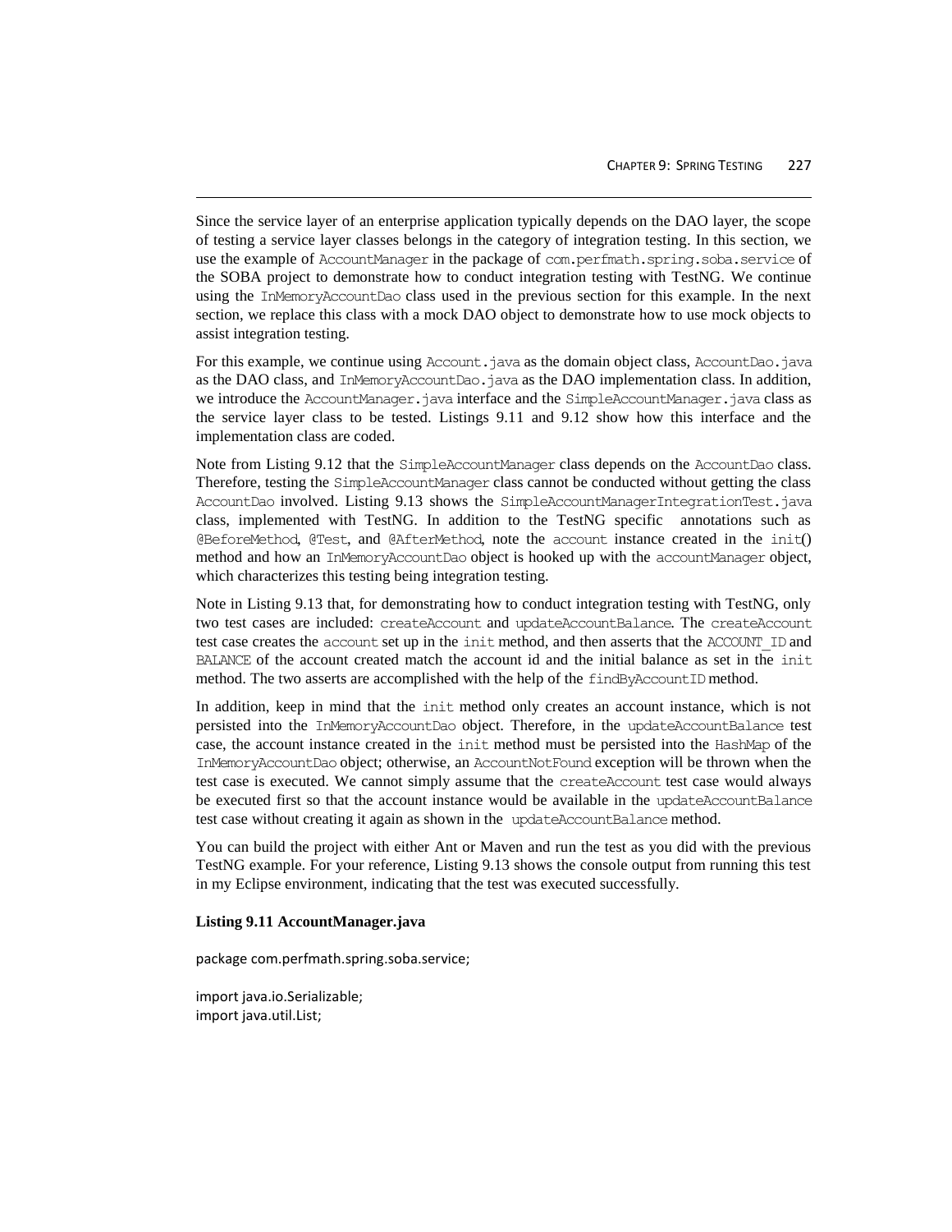Since the service layer of an enterprise application typically depends on the DAO layer, the scope of testing a service layer classes belongs in the category of integration testing. In this section, we use the example of `AccountManager` in the package of `com.perfmath.spring.soba.service` of the SOBA project to demonstrate how to conduct integration testing with TestNG. We continue using the `InMemoryAccountDao` class used in the previous section for this example. In the next section, we replace this class with a mock DAO object to demonstrate how to use mock objects to assist integration testing.

For this example, we continue using `Account.java` as the domain object class, `AccountDao.java` as the DAO class, and `InMemoryAccountDao.java` as the DAO implementation class. In addition, we introduce the `AccountManager.java` interface and the `SimpleAccountManager.java` class as the service layer class to be tested. Listings 9.11 and 9.12 show how this interface and the implementation class are coded.

Note from Listing 9.12 that the `SimpleAccountManager` class depends on the `AccountDao` class. Therefore, testing the `SimpleAccountManager` class cannot be conducted without getting the class `AccountDao` involved. Listing 9.13 shows the `SimpleAccountManagerIntegrationTest.java` class, implemented with TestNG. In addition to the TestNG specific annotations such as `@BeforeMethod`, `@Test`, and `@AfterMethod`, note the `account` instance created in the `init`() method and how an `InMemoryAccountDao` object is hooked up with the `accountManager` object, which characterizes this testing being integration testing.

Note in Listing 9.13 that, for demonstrating how to conduct integration testing with TestNG, only two test cases are included: `createAccount` and `updateAccountBalance`. The `createAccount` test case creates the `account` set up in the `init` method, and then asserts that the `ACCOUNT_ID` and `BALANCE` of the account created match the account id and the initial balance as set in the `init` method. The two asserts are accomplished with the help of the `findByAccountID` method.

In addition, keep in mind that the `init` method only creates an account instance, which is not persisted into the `InMemoryAccountDao` object. Therefore, in the `updateAccountBalance` test case, the account instance created in the `init` method must be persisted into the `HashMap` of the `InMemoryAccountDao` object; otherwise, an `AccountNotFound` exception will be thrown when the test case is executed. We cannot simply assume that the `createAccount` test case would always be executed first so that the account instance would be available in the `updateAccountBalance` test case without creating it again as shown in the `updateAccountBalance` method.

You can build the project with either Ant or Maven and run the test as you did with the previous TestNG example. For your reference, Listing 9.13 shows the console output from running this test in my Eclipse environment, indicating that the test was executed successfully.

**Listing 9.11 AccountManager.java**

```
package com.perfmath.spring.soba.service;

import java.io.Serializable;
import java.util.List;
```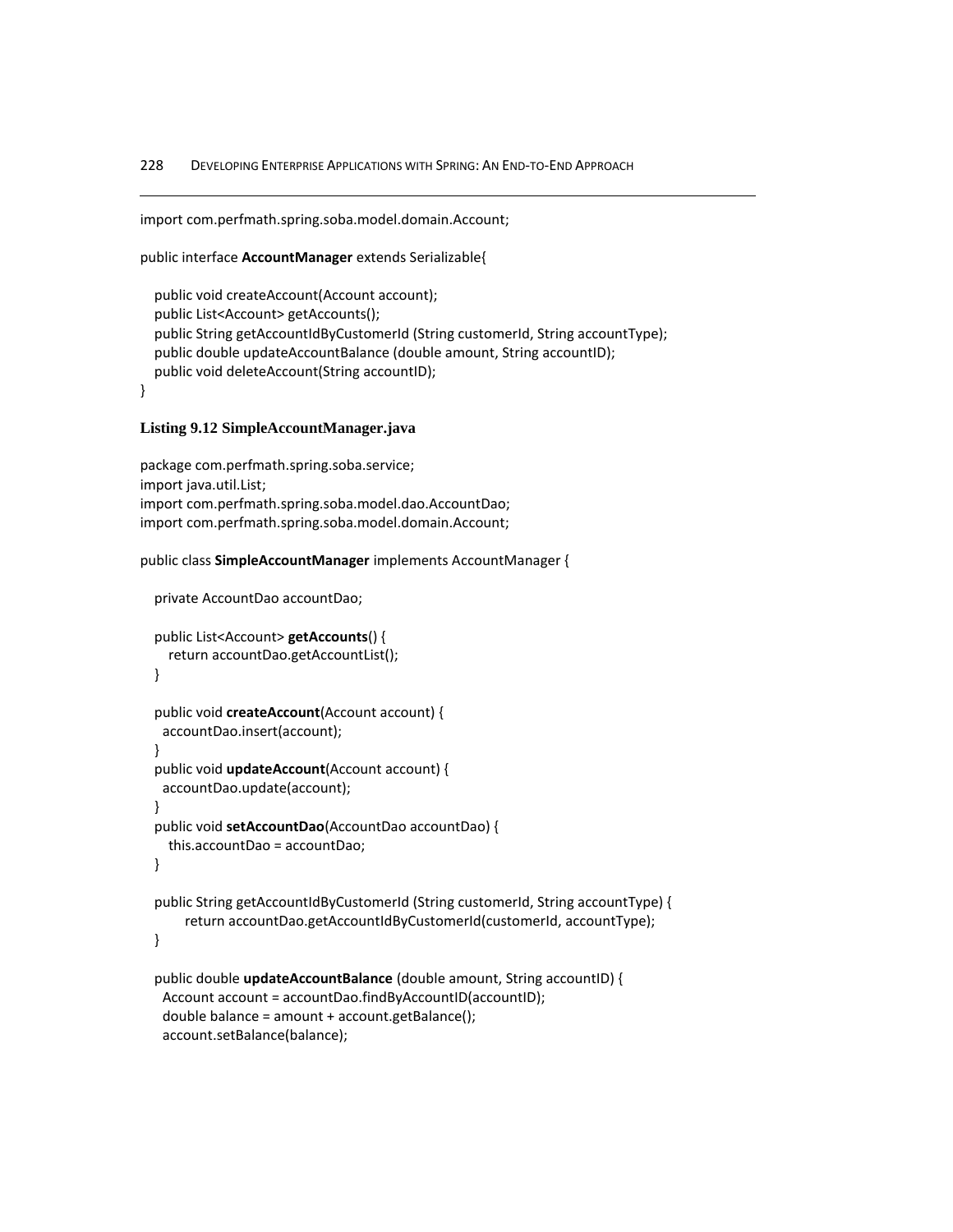```
import com.perfmath.spring.soba.model.domain.Account;

public interface AccountManager extends Serializable{

   public void createAccount(Account account);
   public List<Account> getAccounts();
   public String getAccountIdByCustomerId (String customerId, String accountType);
   public double updateAccountBalance (double amount, String accountID);
   public void deleteAccount(String accountID);
}
```

### Listing 9.12 SimpleAccountManager.java

```
package com.perfmath.spring.soba.service;
import java.util.List;
import com.perfmath.spring.soba.model.dao.AccountDao;
import com.perfmath.spring.soba.model.domain.Account;

public class SimpleAccountManager implements AccountManager {

   private AccountDao accountDao;

   public List<Account> getAccounts() {
      return accountDao.getAccountList();
   }

   public void createAccount(Account account) {
     accountDao.insert(account);
   }
   public void updateAccount(Account account) {
     accountDao.update(account);
   }
   public void setAccountDao(AccountDao accountDao) {
      this.accountDao = accountDao;
   }

   public String getAccountIdByCustomerId (String customerId, String accountType) {
         return accountDao.getAccountIdByCustomerId(customerId, accountType);
   }

   public double updateAccountBalance (double amount, String accountID) {
     Account account = accountDao.findByAccountID(accountID);
     double balance = amount + account.getBalance();
     account.setBalance(balance);
```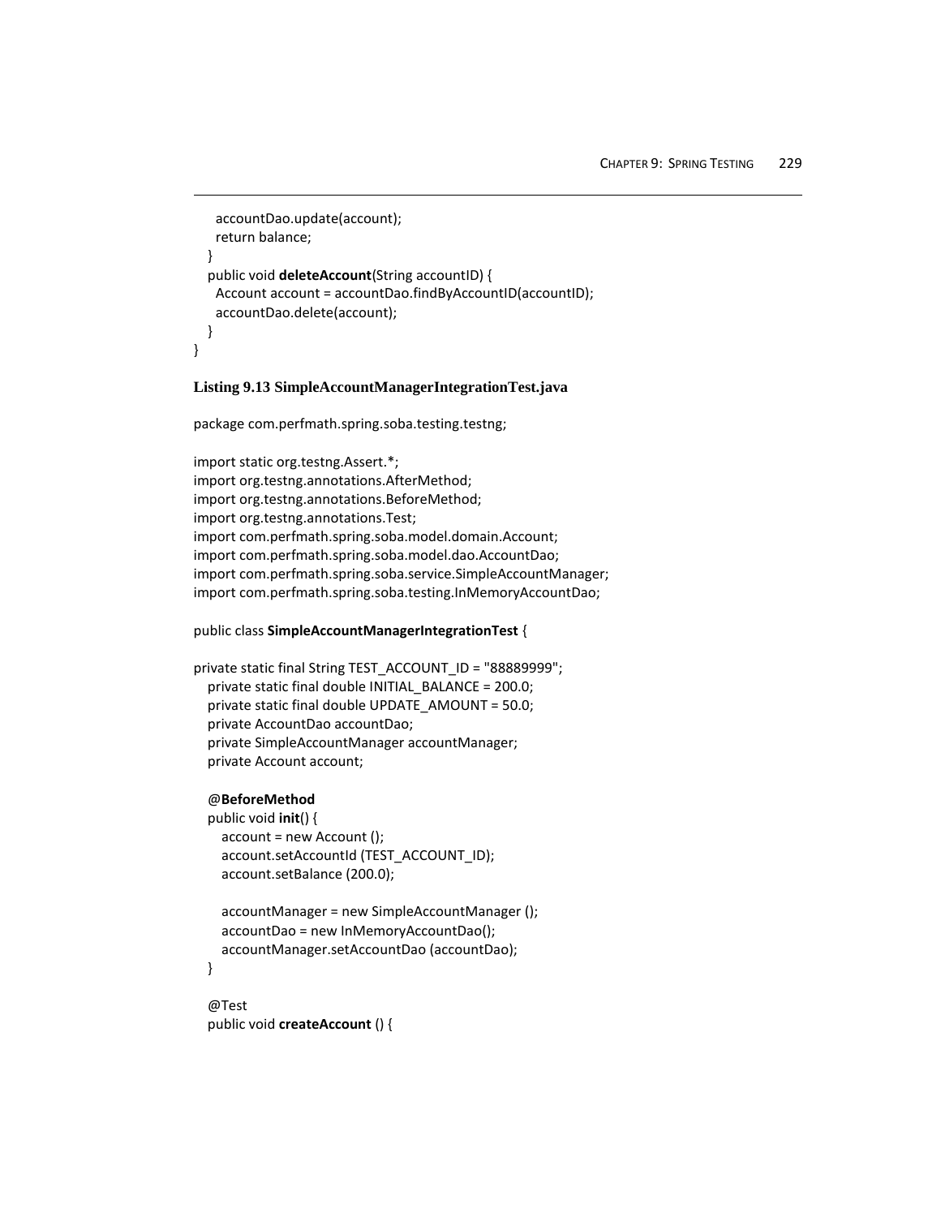```
    accountDao.update(account);
    return balance;
  }
  public void deleteAccount(String accountID) {
    Account account = accountDao.findByAccountID(accountID);
    accountDao.delete(account);
  }
}
```

**Listing 9.13 SimpleAccountManagerIntegrationTest.java**

```
package com.perfmath.spring.soba.testing.testng;

import static org.testng.Assert.*;
import org.testng.annotations.AfterMethod;
import org.testng.annotations.BeforeMethod;
import org.testng.annotations.Test;
import com.perfmath.spring.soba.model.domain.Account;
import com.perfmath.spring.soba.model.dao.AccountDao;
import com.perfmath.spring.soba.service.SimpleAccountManager;
import com.perfmath.spring.soba.testing.InMemoryAccountDao;

public class SimpleAccountManagerIntegrationTest {

private static final String TEST_ACCOUNT_ID = "88889999";
  private static final double INITIAL_BALANCE = 200.0;
  private static final double UPDATE_AMOUNT = 50.0;
  private AccountDao accountDao;
  private SimpleAccountManager accountManager;
  private Account account;

  @BeforeMethod
  public void init() {
    account = new Account ();
    account.setAccountId (TEST_ACCOUNT_ID);
    account.setBalance (200.0);

    accountManager = new SimpleAccountManager ();
    accountDao = new InMemoryAccountDao();
    accountManager.setAccountDao (accountDao);
  }

  @Test
  public void createAccount () {
```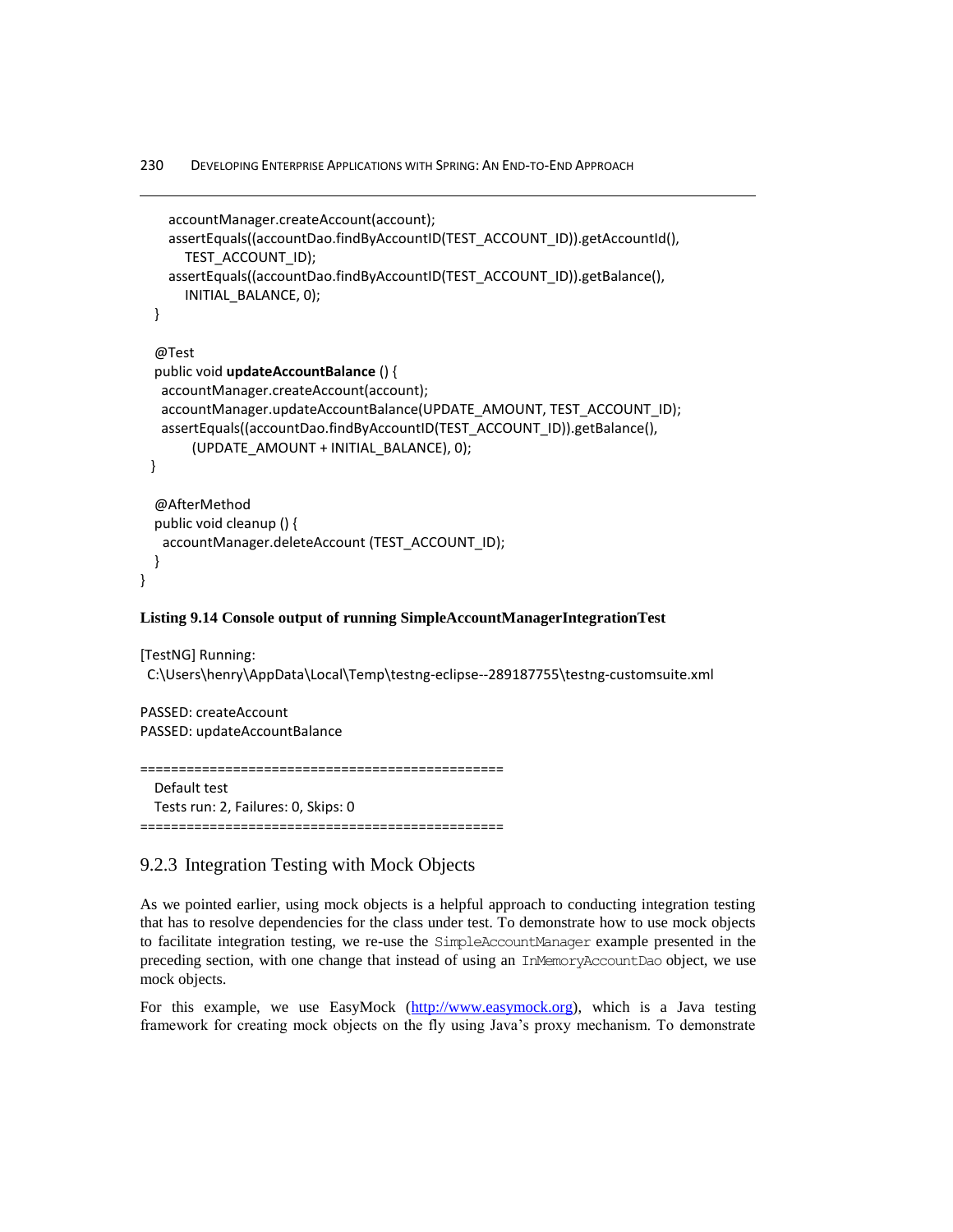```
    accountManager.createAccount(account);
    assertEquals((accountDao.findByAccountID(TEST_ACCOUNT_ID)).getAccountId(),
       TEST_ACCOUNT_ID);
    assertEquals((accountDao.findByAccountID(TEST_ACCOUNT_ID)).getBalance(),
       INITIAL_BALANCE, 0);
  }

  @Test
  public void updateAccountBalance () {
   accountManager.createAccount(account);
   accountManager.updateAccountBalance(UPDATE_AMOUNT, TEST_ACCOUNT_ID);
   assertEquals((accountDao.findByAccountID(TEST_ACCOUNT_ID)).getBalance(),
        (UPDATE_AMOUNT + INITIAL_BALANCE), 0);
 }

  @AfterMethod
  public void cleanup () {
   accountManager.deleteAccount (TEST_ACCOUNT_ID);
  }
}
```

**Listing 9.14 Console output of running SimpleAccountManagerIntegrationTest**

```
[TestNG] Running:
 C:\Users\henry\AppData\Local\Temp\testng-eclipse--289187755\testng-customsuite.xml

PASSED: createAccount
PASSED: updateAccountBalance

===============================================
  Default test
  Tests run: 2, Failures: 0, Skips: 0
===============================================
```

## 9.2.3 Integration Testing with Mock Objects

As we pointed earlier, using mock objects is a helpful approach to conducting integration testing that has to resolve dependencies for the class under test. To demonstrate how to use mock objects to facilitate integration testing, we re-use the `SimpleAccountManager` example presented in the preceding section, with one change that instead of using an `InMemoryAccountDao` object, we use mock objects.

For this example, we use EasyMock (http://www.easymock.org), which is a Java testing framework for creating mock objects on the fly using Java's proxy mechanism. To demonstrate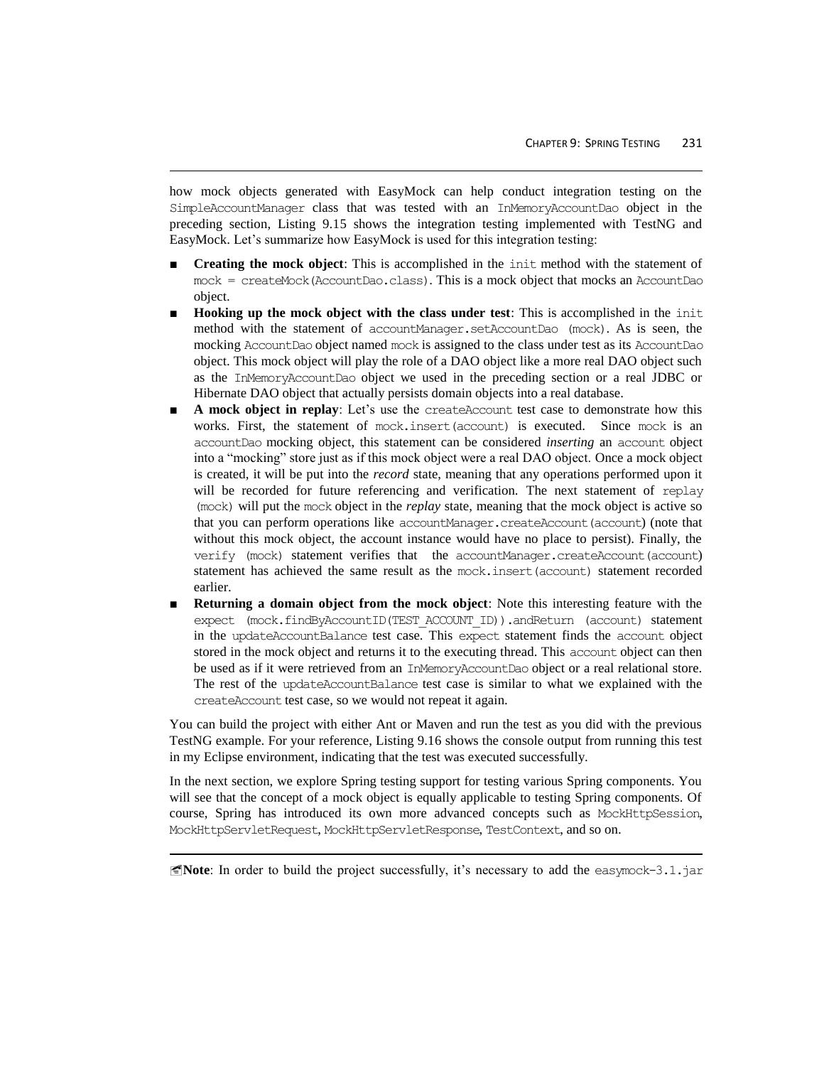how mock objects generated with EasyMock can help conduct integration testing on the `SimpleAccountManager` class that was tested with an `InMemoryAccountDao` object in the preceding section, Listing 9.15 shows the integration testing implemented with TestNG and EasyMock. Let's summarize how EasyMock is used for this integration testing:

- **Creating the mock object**: This is accomplished in the `init` method with the statement of `mock = createMock(AccountDao.class)`. This is a mock object that mocks an `AccountDao` object.
- **Hooking up the mock object with the class under test**: This is accomplished in the `init` method with the statement of `accountManager.setAccountDao (mock)`. As is seen, the mocking `AccountDao` object named `mock` is assigned to the class under test as its `AccountDao` object. This mock object will play the role of a DAO object like a more real DAO object such as the `InMemoryAccountDao` object we used in the preceding section or a real JDBC or Hibernate DAO object that actually persists domain objects into a real database.
- **A mock object in replay**: Let's use the `createAccount` test case to demonstrate how this works. First, the statement of `mock.insert(account)` is executed. Since `mock` is an `accountDao` mocking object, this statement can be considered *inserting* an `account` object into a "mocking" store just as if this mock object were a real DAO object. Once a mock object is created, it will be put into the *record* state, meaning that any operations performed upon it will be recorded for future referencing and verification. The next statement of `replay (mock)` will put the `mock` object in the *replay* state, meaning that the mock object is active so that you can perform operations like `accountManager.createAccount(account)` (note that without this mock object, the account instance would have no place to persist). Finally, the `verify (mock)` statement verifies that the `accountManager.createAccount(account)` statement has achieved the same result as the `mock.insert(account)` statement recorded earlier.
- **Returning a domain object from the mock object**: Note this interesting feature with the `expect (mock.findByAccountID(TEST_ACCOUNT_ID)).andReturn (account)` statement in the `updateAccountBalance` test case. This `expect` statement finds the `account` object stored in the mock object and returns it to the executing thread. This `account` object can then be used as if it were retrieved from an `InMemoryAccountDao` object or a real relational store. The rest of the `updateAccountBalance` test case is similar to what we explained with the `createAccount` test case, so we would not repeat it again.

You can build the project with either Ant or Maven and run the test as you did with the previous TestNG example. For your reference, Listing 9.16 shows the console output from running this test in my Eclipse environment, indicating that the test was executed successfully.

In the next section, we explore Spring testing support for testing various Spring components. You will see that the concept of a mock object is equally applicable to testing Spring components. Of course, Spring has introduced its own more advanced concepts such as `MockHttpSession`, `MockHttpServletRequest`, `MockHttpServletResponse`, `TestContext`, and so on.

---

**Note**: In order to build the project successfully, it's necessary to add the `easymock-3.1.jar`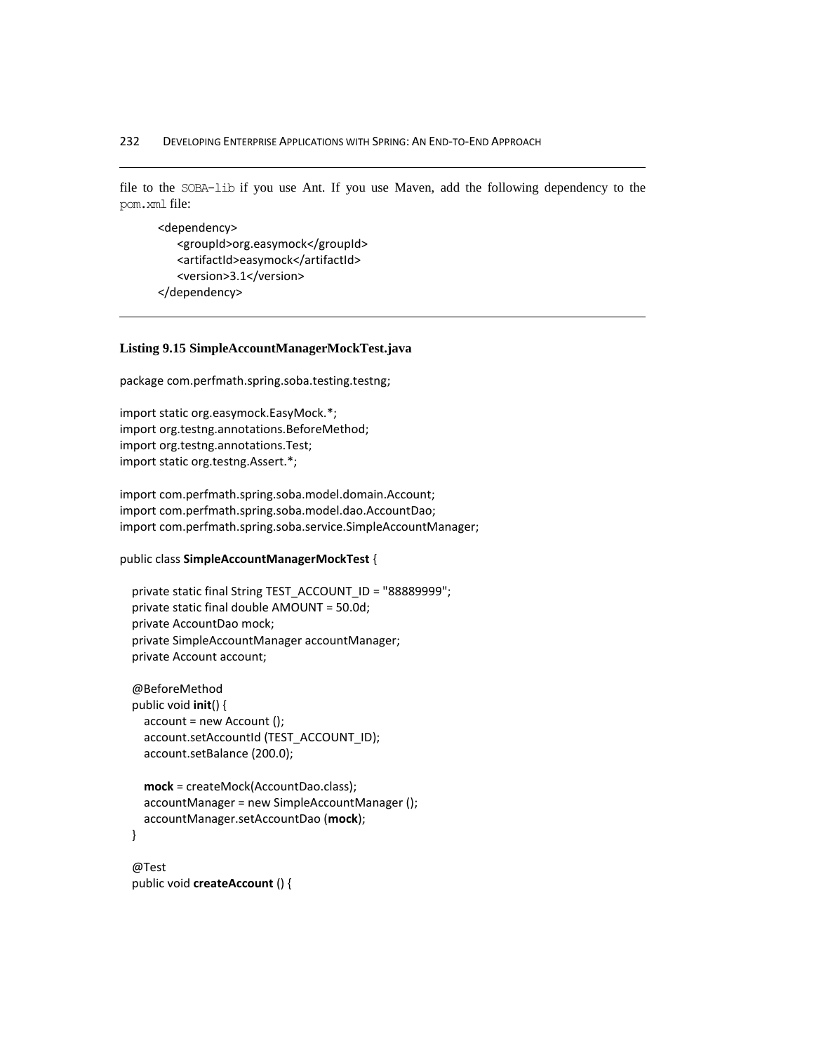file to the `SOBA-lib` if you use Ant. If you use Maven, add the following dependency to the `pom.xml` file:

```
<dependency>
    <groupId>org.easymock</groupId>
    <artifactId>easymock</artifactId>
    <version>3.1</version>
</dependency>
```

**Listing 9.15 SimpleAccountManagerMockTest.java**

```java
package com.perfmath.spring.soba.testing.testng;

import static org.easymock.EasyMock.*;
import org.testng.annotations.BeforeMethod;
import org.testng.annotations.Test;
import static org.testng.Assert.*;

import com.perfmath.spring.soba.model.domain.Account;
import com.perfmath.spring.soba.model.dao.AccountDao;
import com.perfmath.spring.soba.service.SimpleAccountManager;

public class SimpleAccountManagerMockTest {

  private static final String TEST_ACCOUNT_ID = "88889999";
  private static final double AMOUNT = 50.0d;
  private AccountDao mock;
  private SimpleAccountManager accountManager;
  private Account account;

  @BeforeMethod
  public void init() {
    account = new Account ();
    account.setAccountId (TEST_ACCOUNT_ID);
    account.setBalance (200.0);

    mock = createMock(AccountDao.class);
    accountManager = new SimpleAccountManager ();
    accountManager.setAccountDao (mock);
  }

  @Test
  public void createAccount () {
```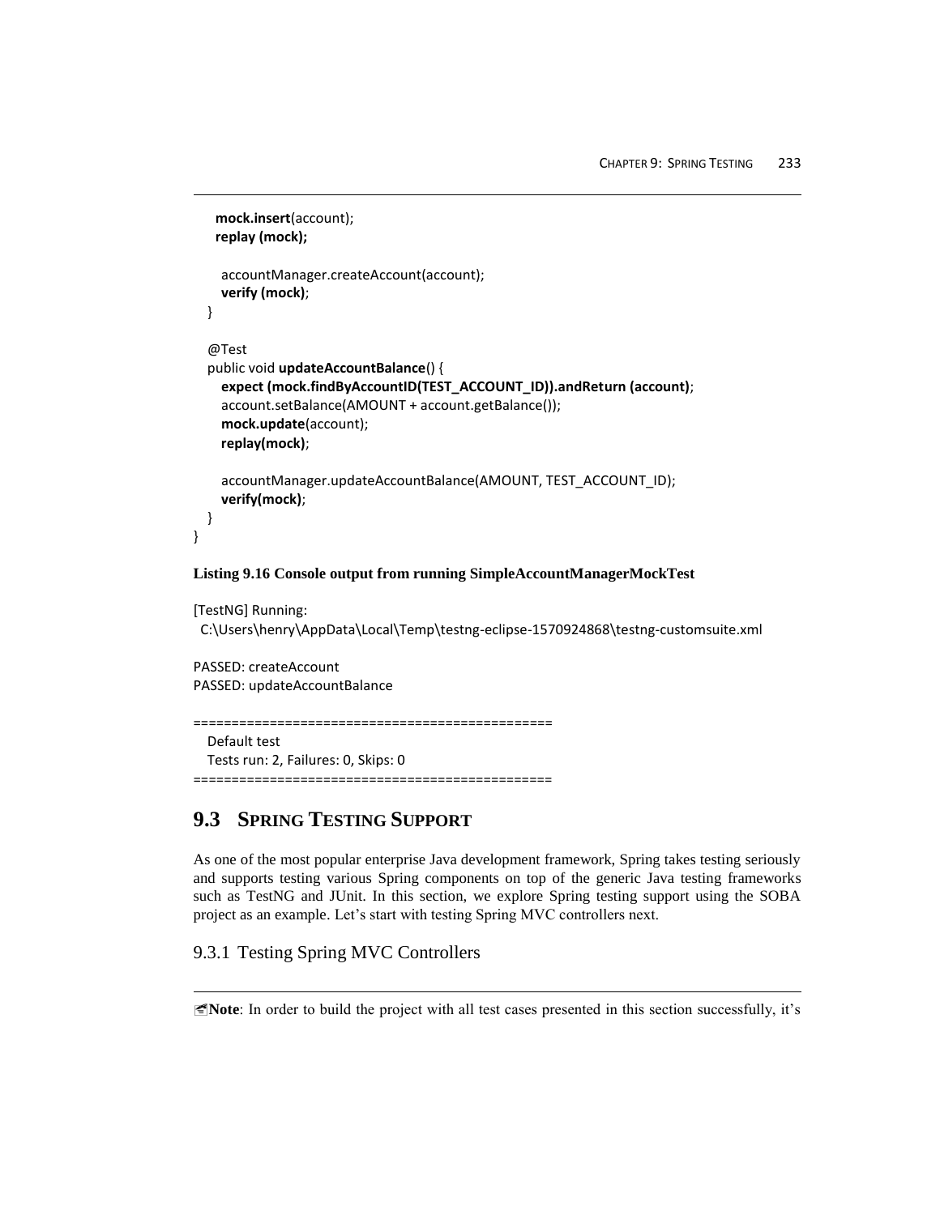```
    mock.insert(account);
    replay (mock);

    accountManager.createAccount(account);
    verify (mock);
  }

  @Test
  public void updateAccountBalance() {
    expect (mock.findByAccountID(TEST_ACCOUNT_ID)).andReturn (account);
    account.setBalance(AMOUNT + account.getBalance());
    mock.update(account);
    replay(mock);

    accountManager.updateAccountBalance(AMOUNT, TEST_ACCOUNT_ID);
    verify(mock);
  }
}
```

**Listing 9.16 Console output from running SimpleAccountManagerMockTest**

```
[TestNG] Running:
  C:\Users\henry\AppData\Local\Temp\testng-eclipse-1570924868\testng-customsuite.xml

PASSED: createAccount
PASSED: updateAccountBalance

===============================================
    Default test
    Tests run: 2, Failures: 0, Skips: 0
===============================================
```

## 9.3 SPRING TESTING SUPPORT

As one of the most popular enterprise Java development framework, Spring takes testing seriously and supports testing various Spring components on top of the generic Java testing frameworks such as TestNG and JUnit. In this section, we explore Spring testing support using the SOBA project as an example. Let's start with testing Spring MVC controllers next.

### 9.3.1 Testing Spring MVC Controllers

**Note**: In order to build the project with all test cases presented in this section successfully, it's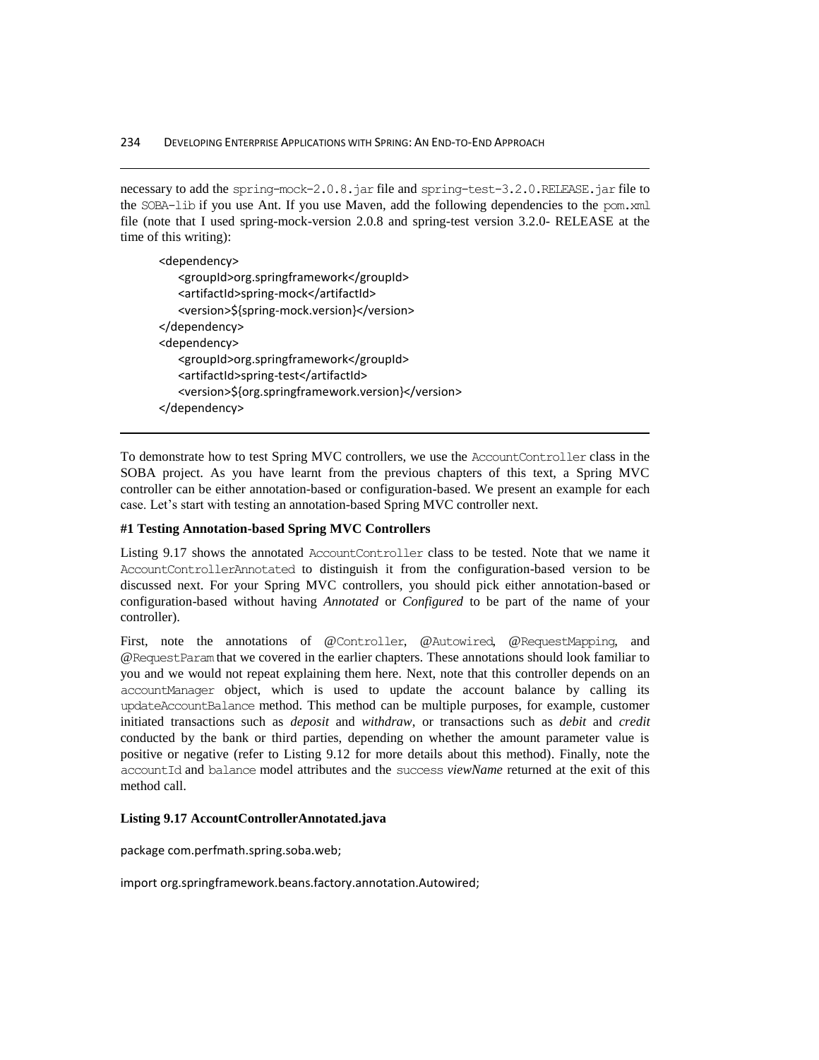necessary to add the spring-mock-2.0.8.jar file and spring-test-3.2.0.RELEASE.jar file to the SOBA-lib if you use Ant. If you use Maven, add the following dependencies to the pom.xml file (note that I used spring-mock-version 2.0.8 and spring-test version 3.2.0- RELEASE at the time of this writing):

```
<dependency>
    <groupId>org.springframework</groupId>
    <artifactId>spring-mock</artifactId>
    <version>${spring-mock.version}</version>
</dependency>
<dependency>
    <groupId>org.springframework</groupId>
    <artifactId>spring-test</artifactId>
    <version>${org.springframework.version}</version>
</dependency>
```

To demonstrate how to test Spring MVC controllers, we use the AccountController class in the SOBA project. As you have learnt from the previous chapters of this text, a Spring MVC controller can be either annotation-based or configuration-based. We present an example for each case. Let's start with testing an annotation-based Spring MVC controller next.

**#1 Testing Annotation-based Spring MVC Controllers**

Listing 9.17 shows the annotated AccountController class to be tested. Note that we name it AccountControllerAnnotated to distinguish it from the configuration-based version to be discussed next. For your Spring MVC controllers, you should pick either annotation-based or configuration-based without having *Annotated* or *Configured* to be part of the name of your controller).

First, note the annotations of @Controller, @Autowired, @RequestMapping, and @RequestParam that we covered in the earlier chapters. These annotations should look familiar to you and we would not repeat explaining them here. Next, note that this controller depends on an accountManager object, which is used to update the account balance by calling its updateAccountBalance method. This method can be multiple purposes, for example, customer initiated transactions such as *deposit* and *withdraw*, or transactions such as *debit* and *credit* conducted by the bank or third parties, depending on whether the amount parameter value is positive or negative (refer to Listing 9.12 for more details about this method). Finally, note the accountId and balance model attributes and the success *viewName* returned at the exit of this method call.

**Listing 9.17 AccountControllerAnnotated.java**

```
package com.perfmath.spring.soba.web;

import org.springframework.beans.factory.annotation.Autowired;
```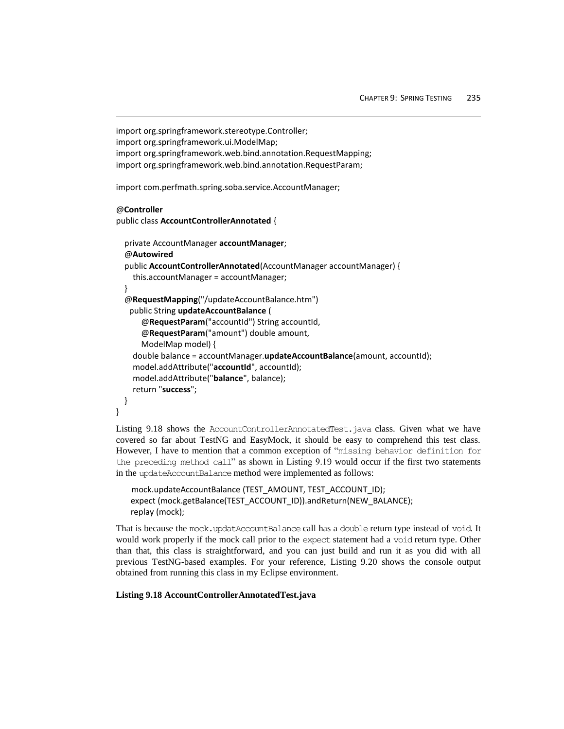```
import org.springframework.stereotype.Controller;
import org.springframework.ui.ModelMap;
import org.springframework.web.bind.annotation.RequestMapping;
import org.springframework.web.bind.annotation.RequestParam;

import com.perfmath.spring.soba.service.AccountManager;

@Controller
public class AccountControllerAnnotated {

   private AccountManager accountManager;
   @Autowired
   public AccountControllerAnnotated(AccountManager accountManager) {
      this.accountManager = accountManager;
   }
   @RequestMapping("/updateAccountBalance.htm")
    public String updateAccountBalance (
        @RequestParam("accountId") String accountId,
        @RequestParam("amount") double amount,
        ModelMap model) {
     double balance = accountManager.updateAccountBalance(amount, accountId);
     model.addAttribute("accountId", accountId);
     model.addAttribute("balance", balance);
     return "success";
   }
}
```

Listing 9.18 shows the `AccountControllerAnnotatedTest.java` class. Given what we have covered so far about TestNG and EasyMock, it should be easy to comprehend this test class. However, I have to mention that a common exception of "`missing behavior definition for the preceding method call`" as shown in Listing 9.19 would occur if the first two statements in the `updateAccountBalance` method were implemented as follows:

```
mock.updateAccountBalance (TEST_AMOUNT, TEST_ACCOUNT_ID);
expect (mock.getBalance(TEST_ACCOUNT_ID)).andReturn(NEW_BALANCE);
replay (mock);
```

That is because the `mock.updatAccountBalance` call has a `double` return type instead of `void`. It would work properly if the mock call prior to the `expect` statement had a `void` return type. Other than that, this class is straightforward, and you can just build and run it as you did with all previous TestNG-based examples. For your reference, Listing 9.20 shows the console output obtained from running this class in my Eclipse environment.

**Listing 9.18 AccountControllerAnnotatedTest.java**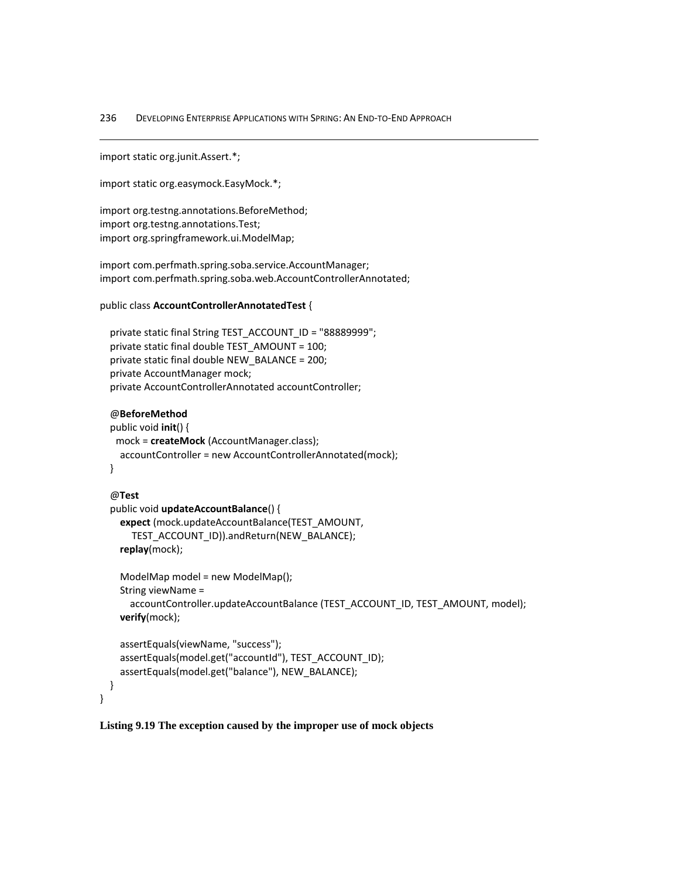```
import static org.junit.Assert.*;

import static org.easymock.EasyMock.*;

import org.testng.annotations.BeforeMethod;
import org.testng.annotations.Test;
import org.springframework.ui.ModelMap;

import com.perfmath.spring.soba.service.AccountManager;
import com.perfmath.spring.soba.web.AccountControllerAnnotated;

public class AccountControllerAnnotatedTest {

   private static final String TEST_ACCOUNT_ID = "88889999";
   private static final double TEST_AMOUNT = 100;
   private static final double NEW_BALANCE = 200;
   private AccountManager mock;
   private AccountControllerAnnotated accountController;

   @BeforeMethod
   public void init() {
     mock = createMock (AccountManager.class);
      accountController = new AccountControllerAnnotated(mock);
   }

   @Test
   public void updateAccountBalance() {
      expect (mock.updateAccountBalance(TEST_AMOUNT,
         TEST_ACCOUNT_ID)).andReturn(NEW_BALANCE);
      replay(mock);

      ModelMap model = new ModelMap();
      String viewName =
         accountController.updateAccountBalance (TEST_ACCOUNT_ID, TEST_AMOUNT, model);
      verify(mock);

      assertEquals(viewName, "success");
      assertEquals(model.get("accountId"), TEST_ACCOUNT_ID);
      assertEquals(model.get("balance"), NEW_BALANCE);
   }
}
```

**Listing 9.19 The exception caused by the improper use of mock objects**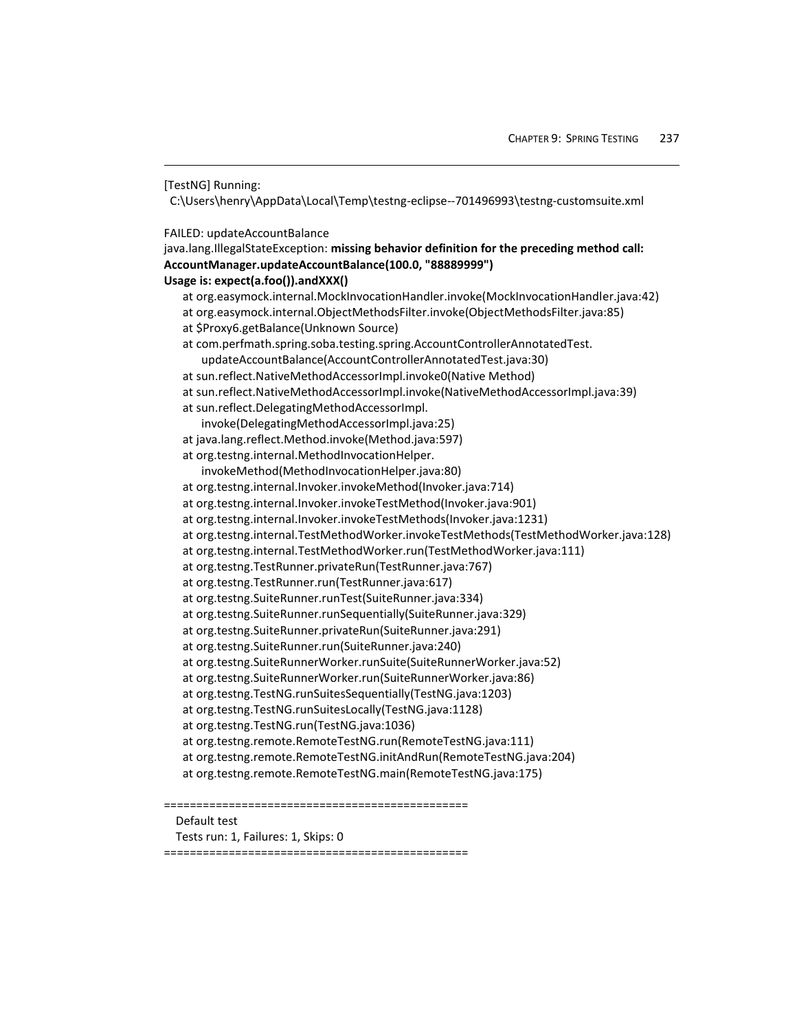```
[TestNG] Running:
  C:\Users\henry\AppData\Local\Temp\testng-eclipse--701496993\testng-customsuite.xml

FAILED: updateAccountBalance
java.lang.IllegalStateException: missing behavior definition for the preceding method call:
AccountManager.updateAccountBalance(100.0, "88889999")
Usage is: expect(a.foo()).andXXX()
    at org.easymock.internal.MockInvocationHandler.invoke(MockInvocationHandler.java:42)
    at org.easymock.internal.ObjectMethodsFilter.invoke(ObjectMethodsFilter.java:85)
    at $Proxy6.getBalance(Unknown Source)
    at com.perfmath.spring.soba.testing.spring.AccountControllerAnnotatedTest.
        updateAccountBalance(AccountControllerAnnotatedTest.java:30)
    at sun.reflect.NativeMethodAccessorImpl.invoke0(Native Method)
    at sun.reflect.NativeMethodAccessorImpl.invoke(NativeMethodAccessorImpl.java:39)
    at sun.reflect.DelegatingMethodAccessorImpl.
        invoke(DelegatingMethodAccessorImpl.java:25)
    at java.lang.reflect.Method.invoke(Method.java:597)
    at org.testng.internal.MethodInvocationHelper.
        invokeMethod(MethodInvocationHelper.java:80)
    at org.testng.internal.Invoker.invokeMethod(Invoker.java:714)
    at org.testng.internal.Invoker.invokeTestMethod(Invoker.java:901)
    at org.testng.internal.Invoker.invokeTestMethods(Invoker.java:1231)
    at org.testng.internal.TestMethodWorker.invokeTestMethods(TestMethodWorker.java:128)
    at org.testng.internal.TestMethodWorker.run(TestMethodWorker.java:111)
    at org.testng.TestRunner.privateRun(TestRunner.java:767)
    at org.testng.TestRunner.run(TestRunner.java:617)
    at org.testng.SuiteRunner.runTest(SuiteRunner.java:334)
    at org.testng.SuiteRunner.runSequentially(SuiteRunner.java:329)
    at org.testng.SuiteRunner.privateRun(SuiteRunner.java:291)
    at org.testng.SuiteRunner.run(SuiteRunner.java:240)
    at org.testng.SuiteRunnerWorker.runSuite(SuiteRunnerWorker.java:52)
    at org.testng.SuiteRunnerWorker.run(SuiteRunnerWorker.java:86)
    at org.testng.TestNG.runSuitesSequentially(TestNG.java:1203)
    at org.testng.TestNG.runSuitesLocally(TestNG.java:1128)
    at org.testng.TestNG.run(TestNG.java:1036)
    at org.testng.remote.RemoteTestNG.run(RemoteTestNG.java:111)
    at org.testng.remote.RemoteTestNG.initAndRun(RemoteTestNG.java:204)
    at org.testng.remote.RemoteTestNG.main(RemoteTestNG.java:175)

===============================================
  Default test
  Tests run: 1, Failures: 1, Skips: 0
===============================================
```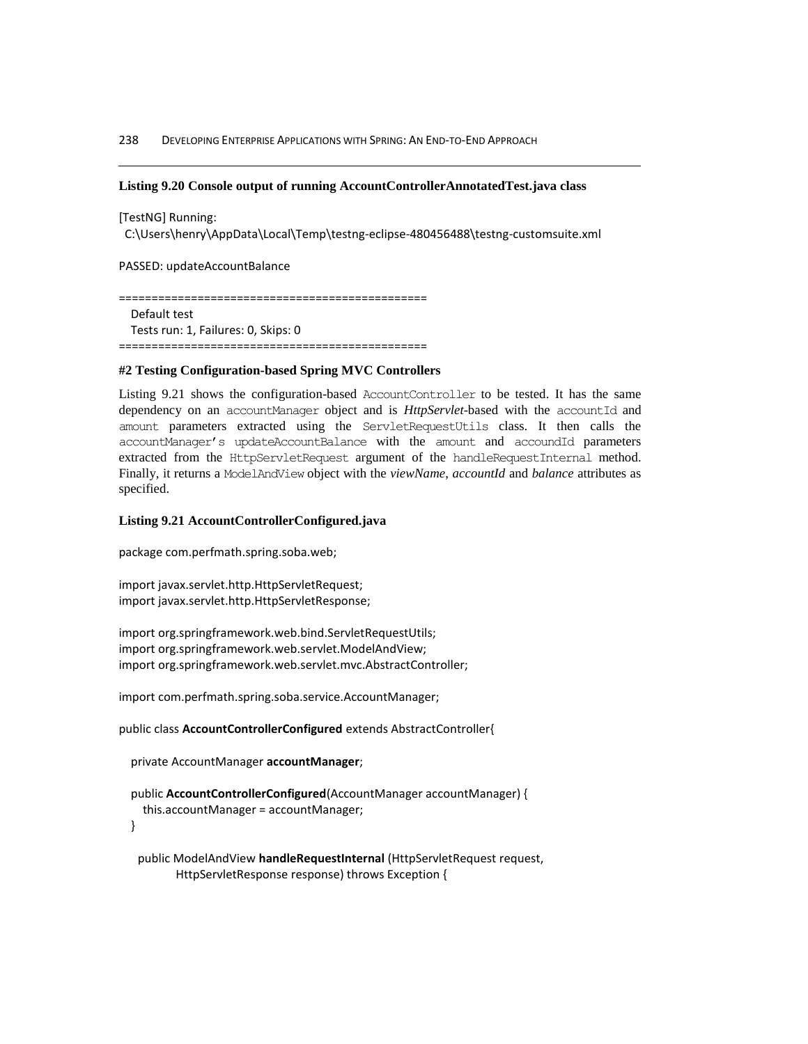**Listing 9.20 Console output of running AccountControllerAnnotatedTest.java class**

```
[TestNG] Running:
  C:\Users\henry\AppData\Local\Temp\testng-eclipse-480456488\testng-customsuite.xml

PASSED: updateAccountBalance

===============================================
    Default test
    Tests run: 1, Failures: 0, Skips: 0
===============================================
```

#### #2 Testing Configuration-based Spring MVC Controllers

Listing 9.21 shows the configuration-based `AccountController` to be tested. It has the same dependency on an `accountManager` object and is *HttpServlet*-based with the `accountId` and `amount` parameters extracted using the `ServletRequestUtils` class. It then calls the `accountManager's updateAccountBalance` with the `amount` and `accoundId` parameters extracted from the `HttpServletRequest` argument of the `handleRequestInternal` method. Finally, it returns a `ModelAndView` object with the *viewName*, *accountId* and *balance* attributes as specified.

**Listing 9.21 AccountControllerConfigured.java**

```
package com.perfmath.spring.soba.web;

import javax.servlet.http.HttpServletRequest;
import javax.servlet.http.HttpServletResponse;

import org.springframework.web.bind.ServletRequestUtils;
import org.springframework.web.servlet.ModelAndView;
import org.springframework.web.servlet.mvc.AbstractController;

import com.perfmath.spring.soba.service.AccountManager;

public class AccountControllerConfigured extends AbstractController{

   private AccountManager accountManager;

   public AccountControllerConfigured(AccountManager accountManager) {
      this.accountManager = accountManager;
   }

    public ModelAndView handleRequestInternal (HttpServletRequest request,
            HttpServletResponse response) throws Exception {
```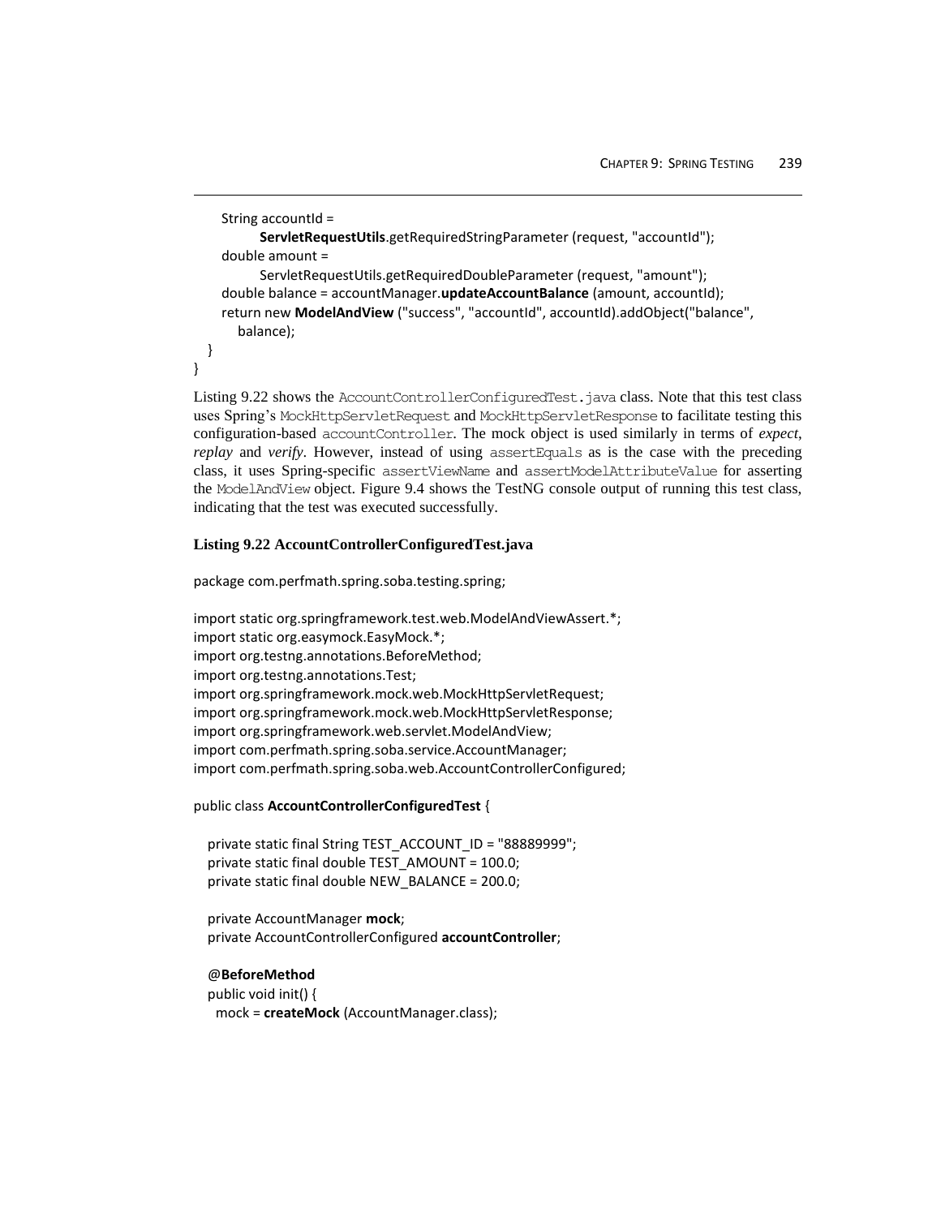```
        String accountId =
                ServletRequestUtils.getRequiredStringParameter (request, "accountId");
        double amount =
                ServletRequestUtils.getRequiredDoubleParameter (request, "amount");
        double balance = accountManager.updateAccountBalance (amount, accountId);
        return new ModelAndView ("success", "accountId", accountId).addObject("balance",
            balance);
    }
}
```

Listing 9.22 shows the `AccountControllerConfiguredTest.java` class. Note that this test class uses Spring's `MockHttpServletRequest` and `MockHttpServletResponse` to facilitate testing this configuration-based `accountController`. The mock object is used similarly in terms of *expect*, *replay* and *verify*. However, instead of using `assertEquals` as is the case with the preceding class, it uses Spring-specific `assertViewName` and `assertModelAttributeValue` for asserting the `ModelAndView` object. Figure 9.4 shows the TestNG console output of running this test class, indicating that the test was executed successfully.

**Listing 9.22 AccountControllerConfiguredTest.java**

```
package com.perfmath.spring.soba.testing.spring;

import static org.springframework.test.web.ModelAndViewAssert.*;
import static org.easymock.EasyMock.*;
import org.testng.annotations.BeforeMethod;
import org.testng.annotations.Test;
import org.springframework.mock.web.MockHttpServletRequest;
import org.springframework.mock.web.MockHttpServletResponse;
import org.springframework.web.servlet.ModelAndView;
import com.perfmath.spring.soba.service.AccountManager;
import com.perfmath.spring.soba.web.AccountControllerConfigured;

public class AccountControllerConfiguredTest {

    private static final String TEST_ACCOUNT_ID = "88889999";
    private static final double TEST_AMOUNT = 100.0;
    private static final double NEW_BALANCE = 200.0;

    private AccountManager mock;
    private AccountControllerConfigured accountController;

    @BeforeMethod
    public void init() {
      mock = createMock (AccountManager.class);
```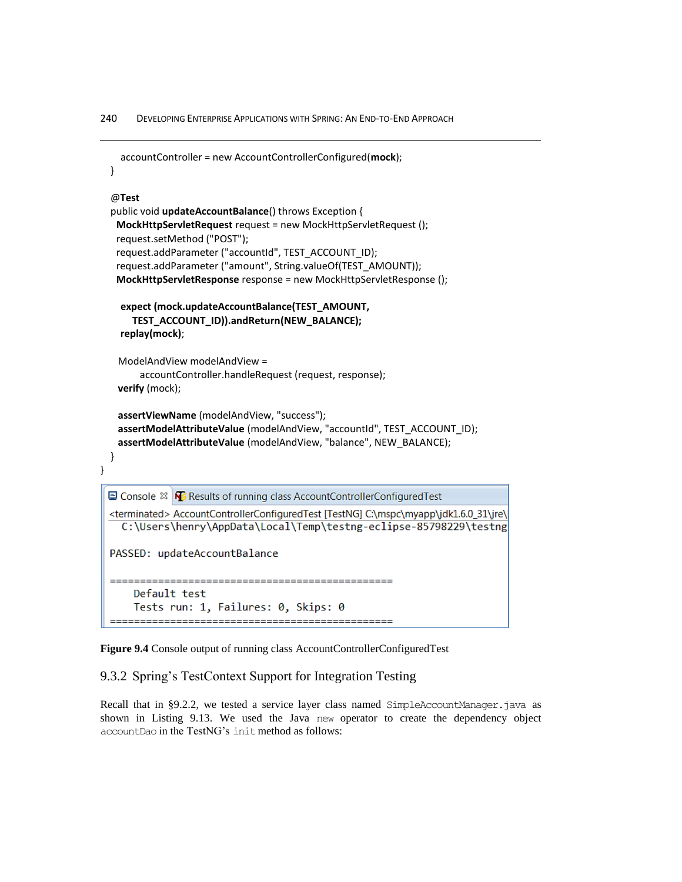```
        accountController = new AccountControllerConfigured(mock);
    }

    @Test
    public void updateAccountBalance() throws Exception {
      MockHttpServletRequest request = new MockHttpServletRequest ();
      request.setMethod ("POST");
      request.addParameter ("accountId", TEST_ACCOUNT_ID);
      request.addParameter ("amount", String.valueOf(TEST_AMOUNT));
      MockHttpServletResponse response = new MockHttpServletResponse ();

       expect (mock.updateAccountBalance(TEST_AMOUNT,
          TEST_ACCOUNT_ID)).andReturn(NEW_BALANCE);
       replay(mock);

      ModelAndView modelAndView =
             accountController.handleRequest (request, response);
      verify (mock);

      assertViewName (modelAndView, "success");
      assertModelAttributeValue (modelAndView, "accountId", TEST_ACCOUNT_ID);
      assertModelAttributeValue (modelAndView, "balance", NEW_BALANCE);
    }
}
```

```
Console ☒   Results of running class AccountControllerConfiguredTest
<terminated> AccountControllerConfiguredTest [TestNG] C:\mspc\myapp\jdk1.6.0_31\jre\
  C:\Users\henry\AppData\Local\Temp\testng-eclipse-85798229\testng

PASSED: updateAccountBalance

===============================================
    Default test
    Tests run: 1, Failures: 0, Skips: 0
===============================================
```

**Figure 9.4** Console output of running class AccountControllerConfiguredTest

### 9.3.2 Spring's TestContext Support for Integration Testing

Recall that in §9.2.2, we tested a service layer class named `SimpleAccountManager.java` as shown in Listing 9.13. We used the Java `new` operator to create the dependency object `accountDao` in the TestNG's `init` method as follows: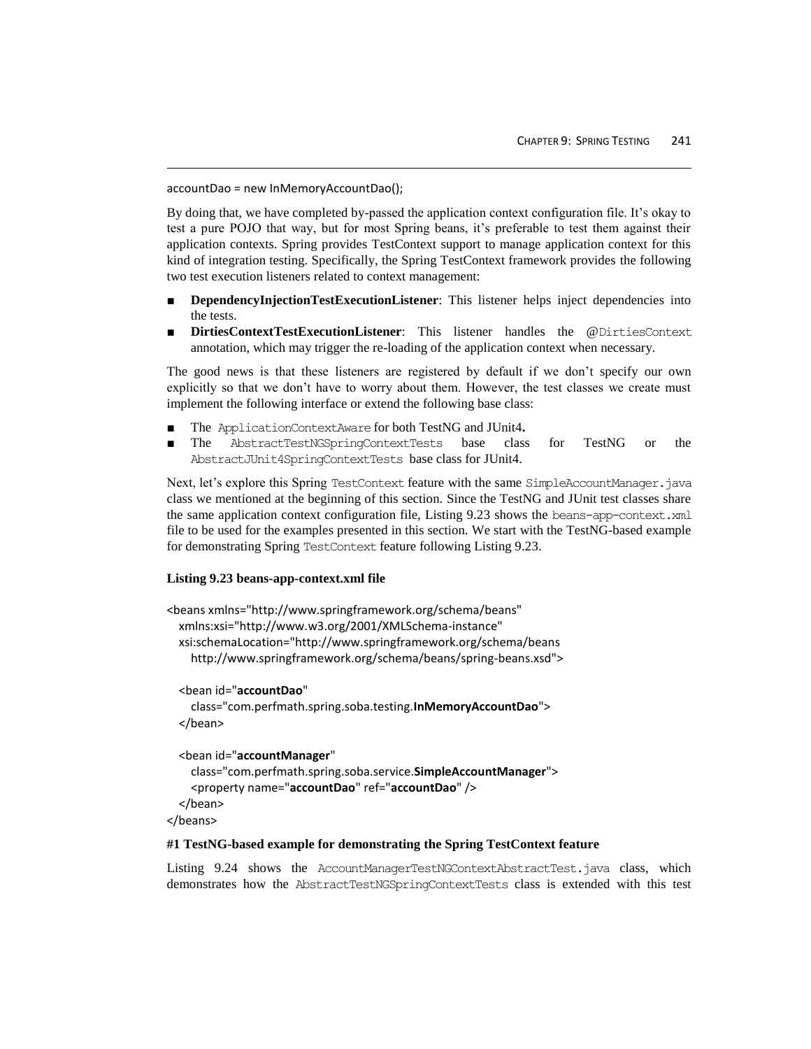```
accountDao = new InMemoryAccountDao();
```

By doing that, we have completed by-passed the application context configuration file. It's okay to test a pure POJO that way, but for most Spring beans, it's preferable to test them against their application contexts. Spring provides TestContext support to manage application context for this kind of integration testing. Specifically, the Spring TestContext framework provides the following two test execution listeners related to context management:

- **DependencyInjectionTestExecutionListener**: This listener helps inject dependencies into the tests.
- **DirtiesContextTestExecutionListener**: This listener handles the `@DirtiesContext` annotation, which may trigger the re-loading of the application context when necessary.

The good news is that these listeners are registered by default if we don't specify our own explicitly so that we don't have to worry about them. However, the test classes we create must implement the following interface or extend the following base class:

- The `ApplicationContextAware` for both TestNG and JUnit4**.**
- The `AbstractTestNGSpringContextTests` base class for TestNG or the `AbstractJUnit4SpringContextTests` base class for JUnit4.

Next, let's explore this Spring `TestContext` feature with the same `SimpleAccountManager.java` class we mentioned at the beginning of this section. Since the TestNG and JUnit test classes share the same application context configuration file, Listing 9.23 shows the `beans-app-context.xml` file to be used for the examples presented in this section. We start with the TestNG-based example for demonstrating Spring `TestContext` feature following Listing 9.23.

**Listing 9.23 beans-app-context.xml file**

```
<beans xmlns="http://www.springframework.org/schema/beans"
   xmlns:xsi="http://www.w3.org/2001/XMLSchema-instance"
   xsi:schemaLocation="http://www.springframework.org/schema/beans
      http://www.springframework.org/schema/beans/spring-beans.xsd">

   <bean id="accountDao"
      class="com.perfmath.spring.soba.testing.InMemoryAccountDao">
   </bean>

   <bean id="accountManager"
      class="com.perfmath.spring.soba.service.SimpleAccountManager">
      <property name="accountDao" ref="accountDao" />
   </bean>
</beans>
```

**#1 TestNG-based example for demonstrating the Spring TestContext feature**

Listing 9.24 shows the `AccountManagerTestNGContextAbstractTest.java` class, which demonstrates how the `AbstractTestNGSpringContextTests` class is extended with this test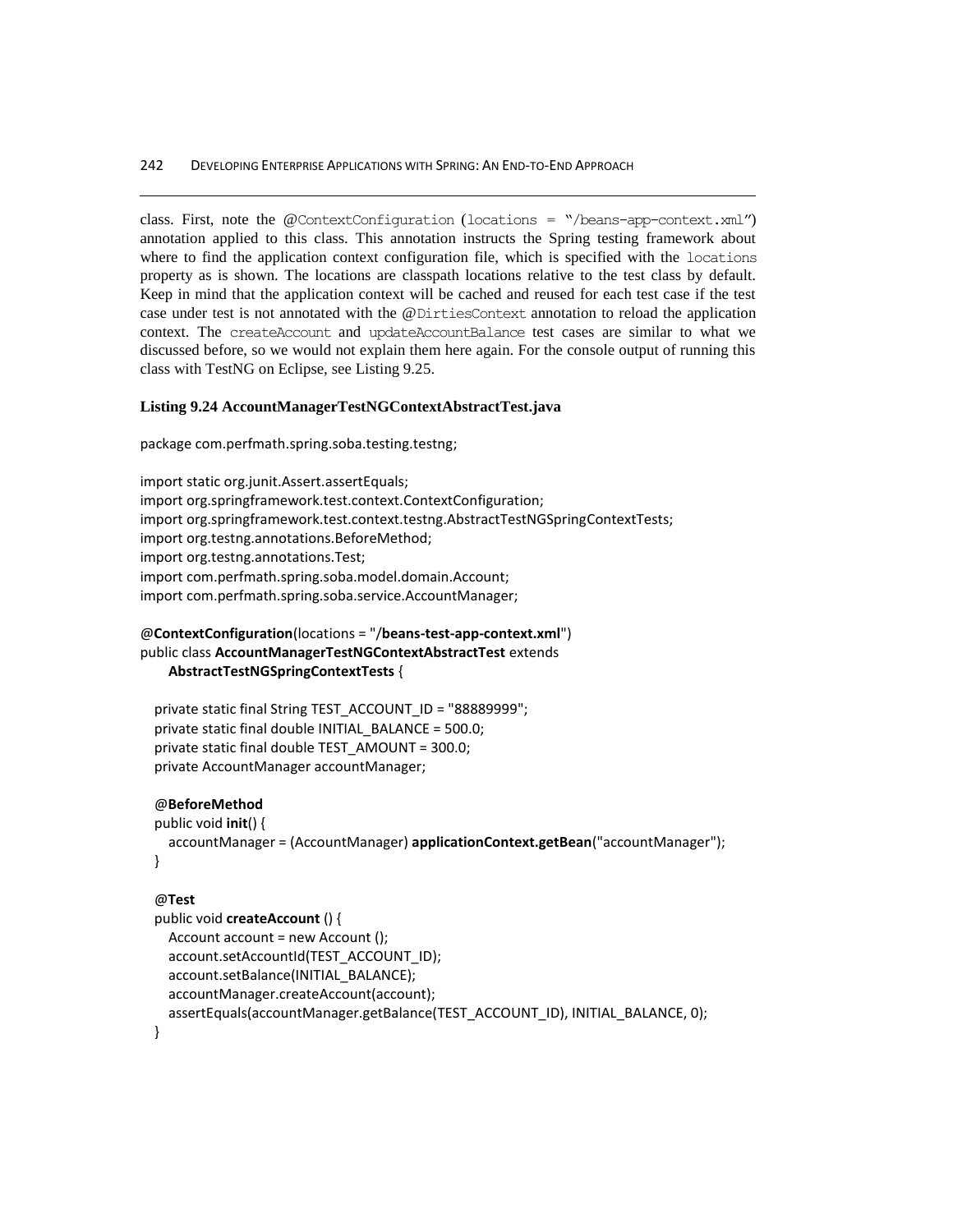class. First, note the @ContextConfiguration (locations = "/beans-app-context.xml") annotation applied to this class. This annotation instructs the Spring testing framework about where to find the application context configuration file, which is specified with the locations property as is shown. The locations are classpath locations relative to the test class by default. Keep in mind that the application context will be cached and reused for each test case if the test case under test is not annotated with the @DirtiesContext annotation to reload the application context. The createAccount and updateAccountBalance test cases are similar to what we discussed before, so we would not explain them here again. For the console output of running this class with TestNG on Eclipse, see Listing 9.25.

**Listing 9.24 AccountManagerTestNGContextAbstractTest.java**

```
package com.perfmath.spring.soba.testing.testng;

import static org.junit.Assert.assertEquals;
import org.springframework.test.context.ContextConfiguration;
import org.springframework.test.context.testng.AbstractTestNGSpringContextTests;
import org.testng.annotations.BeforeMethod;
import org.testng.annotations.Test;
import com.perfmath.spring.soba.model.domain.Account;
import com.perfmath.spring.soba.service.AccountManager;

@ContextConfiguration(locations = "/beans-test-app-context.xml")
public class AccountManagerTestNGContextAbstractTest extends
    AbstractTestNGSpringContextTests {

  private static final String TEST_ACCOUNT_ID = "88889999";
  private static final double INITIAL_BALANCE = 500.0;
  private static final double TEST_AMOUNT = 300.0;
  private AccountManager accountManager;

  @BeforeMethod
  public void init() {
    accountManager = (AccountManager) applicationContext.getBean("accountManager");
  }

  @Test
  public void createAccount () {
    Account account = new Account ();
    account.setAccountId(TEST_ACCOUNT_ID);
    account.setBalance(INITIAL_BALANCE);
    accountManager.createAccount(account);
    assertEquals(accountManager.getBalance(TEST_ACCOUNT_ID), INITIAL_BALANCE, 0);
  }
```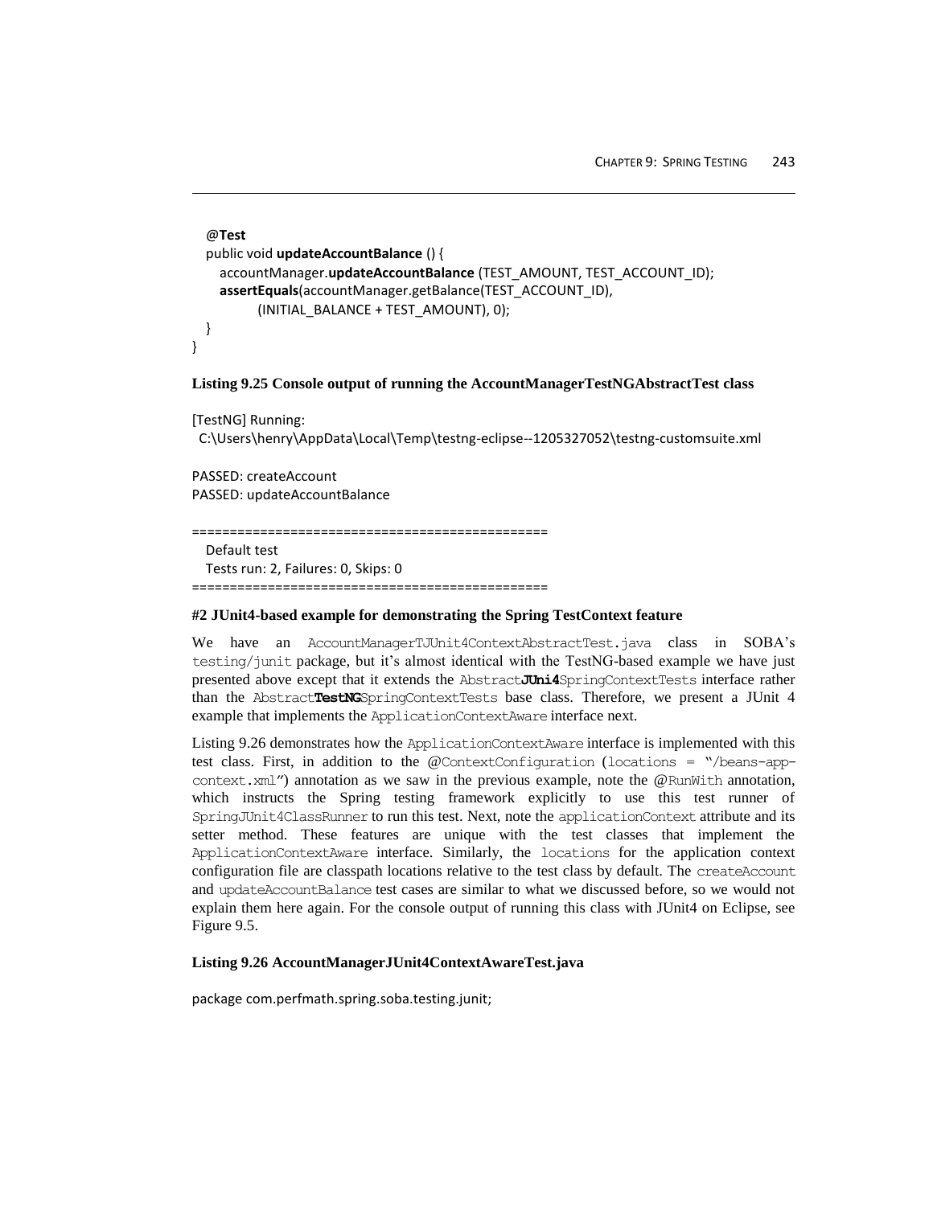```
    @Test
    public void updateAccountBalance () {
        accountManager.updateAccountBalance (TEST_AMOUNT, TEST_ACCOUNT_ID);
        assertEquals(accountManager.getBalance(TEST_ACCOUNT_ID),
                (INITIAL_BALANCE + TEST_AMOUNT), 0);
    }
}
```

**Listing 9.25 Console output of running the AccountManagerTestNGAbstractTest class**

```
[TestNG] Running:
  C:\Users\henry\AppData\Local\Temp\testng-eclipse--1205327052\testng-customsuite.xml

PASSED: createAccount
PASSED: updateAccountBalance

===============================================
    Default test
    Tests run: 2, Failures: 0, Skips: 0
===============================================
```

**#2 JUnit4-based example for demonstrating the Spring TestContext feature**

We have an `AccountManagerTJUnit4ContextAbstractTest.java` class in SOBA's `testing/junit` package, but it's almost identical with the TestNG-based example we have just presented above except that it extends the `Abstract`**`JUni4`**`SpringContextTests` interface rather than the `Abstract`**`TestNG`**`SpringContextTests` base class. Therefore, we present a JUnit 4 example that implements the `ApplicationContextAware` interface next.

Listing 9.26 demonstrates how the `ApplicationContextAware` interface is implemented with this test class. First, in addition to the `@ContextConfiguration (locations = "/beans-app-context.xml")` annotation as we saw in the previous example, note the `@RunWith` annotation, which instructs the Spring testing framework explicitly to use this test runner of `SpringJUnit4ClassRunner` to run this test. Next, note the `applicationContext` attribute and its setter method. These features are unique with the test classes that implement the `ApplicationContextAware` interface. Similarly, the `locations` for the application context configuration file are classpath locations relative to the test class by default. The `createAccount` and `updateAccountBalance` test cases are similar to what we discussed before, so we would not explain them here again. For the console output of running this class with JUnit4 on Eclipse, see Figure 9.5.

**Listing 9.26 AccountManagerJUnit4ContextAwareTest.java**

```
package com.perfmath.spring.soba.testing.junit;
```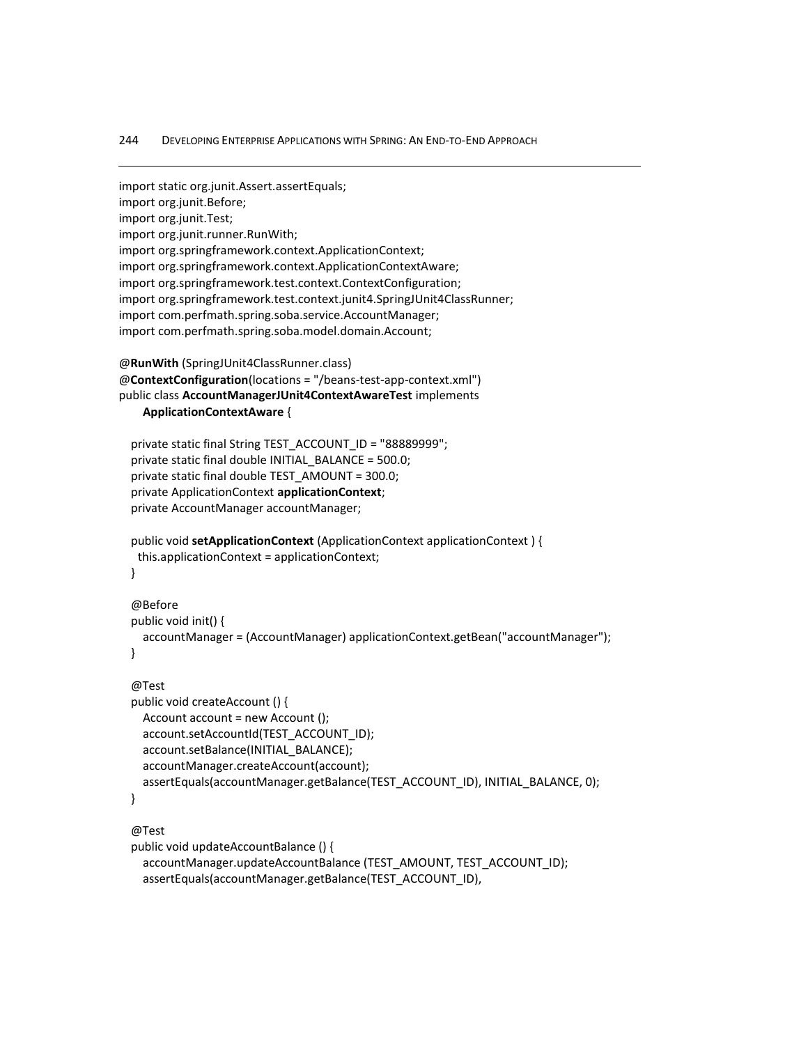```
import static org.junit.Assert.assertEquals;
import org.junit.Before;
import org.junit.Test;
import org.junit.runner.RunWith;
import org.springframework.context.ApplicationContext;
import org.springframework.context.ApplicationContextAware;
import org.springframework.test.context.ContextConfiguration;
import org.springframework.test.context.junit4.SpringJUnit4ClassRunner;
import com.perfmath.spring.soba.service.AccountManager;
import com.perfmath.spring.soba.model.domain.Account;

@RunWith (SpringJUnit4ClassRunner.class)
@ContextConfiguration(locations = "/beans-test-app-context.xml")
public class AccountManagerJUnit4ContextAwareTest implements
    ApplicationContextAware {

  private static final String TEST_ACCOUNT_ID = "88889999";
  private static final double INITIAL_BALANCE = 500.0;
  private static final double TEST_AMOUNT = 300.0;
  private ApplicationContext applicationContext;
  private AccountManager accountManager;

  public void setApplicationContext (ApplicationContext applicationContext ) {
    this.applicationContext = applicationContext;
  }

  @Before
  public void init() {
    accountManager = (AccountManager) applicationContext.getBean("accountManager");
  }

  @Test
  public void createAccount () {
    Account account = new Account ();
    account.setAccountId(TEST_ACCOUNT_ID);
    account.setBalance(INITIAL_BALANCE);
    accountManager.createAccount(account);
    assertEquals(accountManager.getBalance(TEST_ACCOUNT_ID), INITIAL_BALANCE, 0);
  }

  @Test
  public void updateAccountBalance () {
    accountManager.updateAccountBalance (TEST_AMOUNT, TEST_ACCOUNT_ID);
    assertEquals(accountManager.getBalance(TEST_ACCOUNT_ID),
```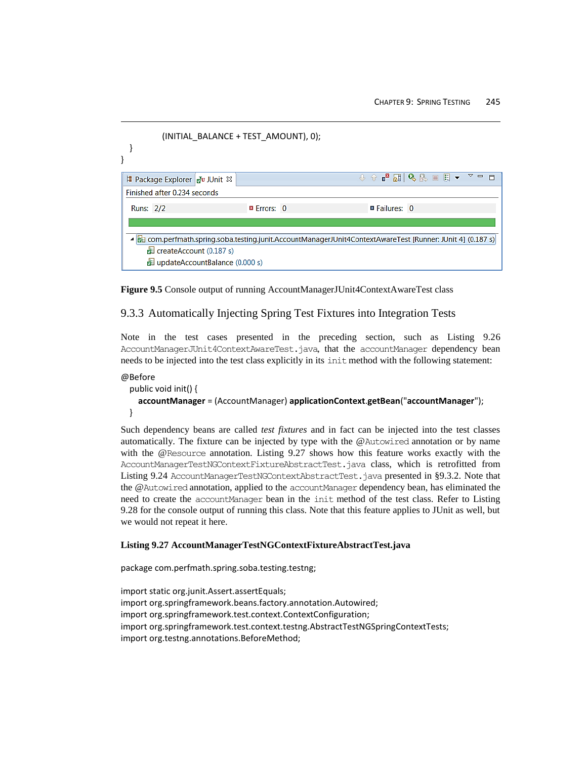```
        (INITIAL_BALANCE + TEST_AMOUNT), 0);
    }
}
```

Figure 9.5 Console output of running AccountManagerJUnit4ContextAwareTest class

## 9.3.3 Automatically Injecting Spring Test Fixtures into Integration Tests

Note in the test cases presented in the preceding section, such as Listing 9.26 `AccountManagerJUnit4ContextAwareTest.java`, that the `accountManager` dependency bean needs to be injected into the test class explicitly in its `init` method with the following statement:

```
@Before
  public void init() {
    accountManager = (AccountManager) applicationContext.getBean("accountManager");
  }
```

Such dependency beans are called *test fixtures* and in fact can be injected into the test classes automatically. The fixture can be injected by type with the `@Autowired` annotation or by name with the `@Resource` annotation. Listing 9.27 shows how this feature works exactly with the `AccountManagerTestNGContextFixtureAbstractTest.java` class, which is retrofitted from Listing 9.24 `AccountManagerTestNGContextAbstractTest.java` presented in §9.3.2. Note that the `@Autowired` annotation, applied to the `accountManager` dependency bean, has eliminated the need to create the `accountManager` bean in the `init` method of the test class. Refer to Listing 9.28 for the console output of running this class. Note that this feature applies to JUnit as well, but we would not repeat it here.

**Listing 9.27 AccountManagerTestNGContextFixtureAbstractTest.java**

```
package com.perfmath.spring.soba.testing.testng;

import static org.junit.Assert.assertEquals;
import org.springframework.beans.factory.annotation.Autowired;
import org.springframework.test.context.ContextConfiguration;
import org.springframework.test.context.testng.AbstractTestNGSpringContextTests;
import org.testng.annotations.BeforeMethod;
```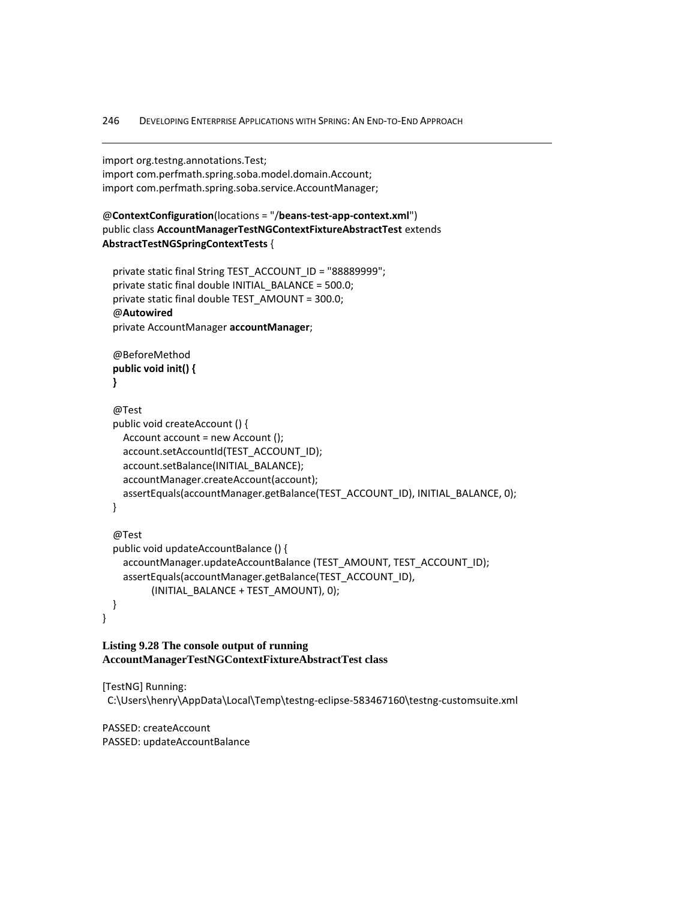```
import org.testng.annotations.Test;
import com.perfmath.spring.soba.model.domain.Account;
import com.perfmath.spring.soba.service.AccountManager;

@ContextConfiguration(locations = "/beans-test-app-context.xml")
public class AccountManagerTestNGContextFixtureAbstractTest extends
AbstractTestNGSpringContextTests {

   private static final String TEST_ACCOUNT_ID = "88889999";
   private static final double INITIAL_BALANCE = 500.0;
   private static final double TEST_AMOUNT = 300.0;
   @Autowired
   private AccountManager accountManager;

   @BeforeMethod
   public void init() {
   }

   @Test
   public void createAccount () {
      Account account = new Account ();
      account.setAccountId(TEST_ACCOUNT_ID);
      account.setBalance(INITIAL_BALANCE);
      accountManager.createAccount(account);
      assertEquals(accountManager.getBalance(TEST_ACCOUNT_ID), INITIAL_BALANCE, 0);
   }

   @Test
   public void updateAccountBalance () {
      accountManager.updateAccountBalance (TEST_AMOUNT, TEST_ACCOUNT_ID);
      assertEquals(accountManager.getBalance(TEST_ACCOUNT_ID),
            (INITIAL_BALANCE + TEST_AMOUNT), 0);
   }
}
```

**Listing 9.28 The console output of running AccountManagerTestNGContextFixtureAbstractTest class**

```
[TestNG] Running:
  C:\Users\henry\AppData\Local\Temp\testng-eclipse-583467160\testng-customsuite.xml

PASSED: createAccount
PASSED: updateAccountBalance
```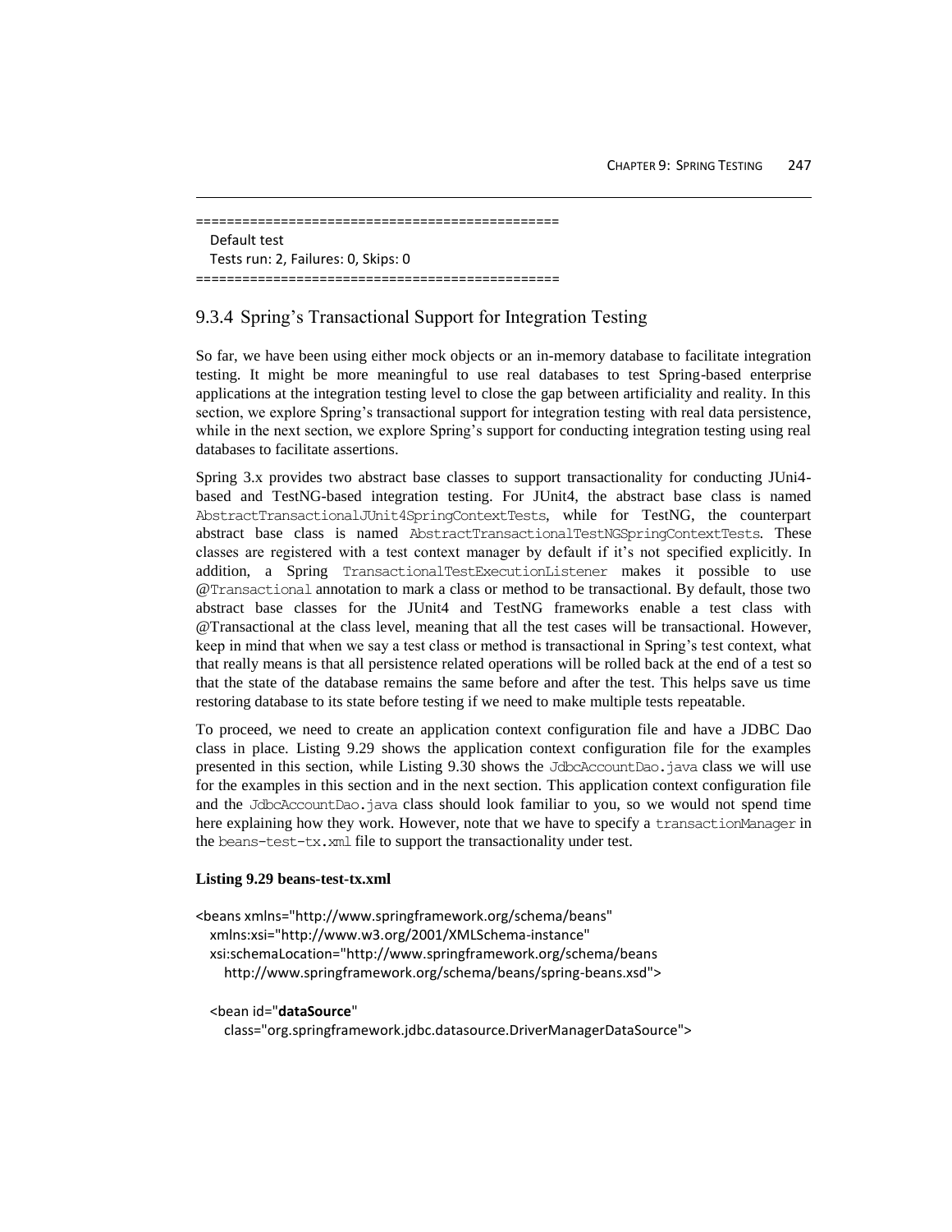```
===============================================
  Default test
  Tests run: 2, Failures: 0, Skips: 0
===============================================
```

### 9.3.4 Spring's Transactional Support for Integration Testing

So far, we have been using either mock objects or an in-memory database to facilitate integration testing. It might be more meaningful to use real databases to test Spring-based enterprise applications at the integration testing level to close the gap between artificiality and reality. In this section, we explore Spring's transactional support for integration testing with real data persistence, while in the next section, we explore Spring's support for conducting integration testing using real databases to facilitate assertions.

Spring 3.x provides two abstract base classes to support transactionality for conducting JUni4-based and TestNG-based integration testing. For JUnit4, the abstract base class is named `AbstractTransactionalJUnit4SpringContextTests`, while for TestNG, the counterpart abstract base class is named `AbstractTransactionalTestNGSpringContextTests`. These classes are registered with a test context manager by default if it's not specified explicitly. In addition, a Spring `TransactionalTestExecutionListener` makes it possible to use `@Transactional` annotation to mark a class or method to be transactional. By default, those two abstract base classes for the JUnit4 and TestNG frameworks enable a test class with @Transactional at the class level, meaning that all the test cases will be transactional. However, keep in mind that when we say a test class or method is transactional in Spring's test context, what that really means is that all persistence related operations will be rolled back at the end of a test so that the state of the database remains the same before and after the test. This helps save us time restoring database to its state before testing if we need to make multiple tests repeatable.

To proceed, we need to create an application context configuration file and have a JDBC Dao class in place. Listing 9.29 shows the application context configuration file for the examples presented in this section, while Listing 9.30 shows the `JdbcAccountDao.java` class we will use for the examples in this section and in the next section. This application context configuration file and the `JdbcAccountDao.java` class should look familiar to you, so we would not spend time here explaining how they work. However, note that we have to specify a `transactionManager` in the `beans-test-tx.xml` file to support the transactionality under test.

**Listing 9.29 beans-test-tx.xml**

```
<beans xmlns="http://www.springframework.org/schema/beans"
   xmlns:xsi="http://www.w3.org/2001/XMLSchema-instance"
   xsi:schemaLocation="http://www.springframework.org/schema/beans
      http://www.springframework.org/schema/beans/spring-beans.xsd">

   <bean id="dataSource"
      class="org.springframework.jdbc.datasource.DriverManagerDataSource">
```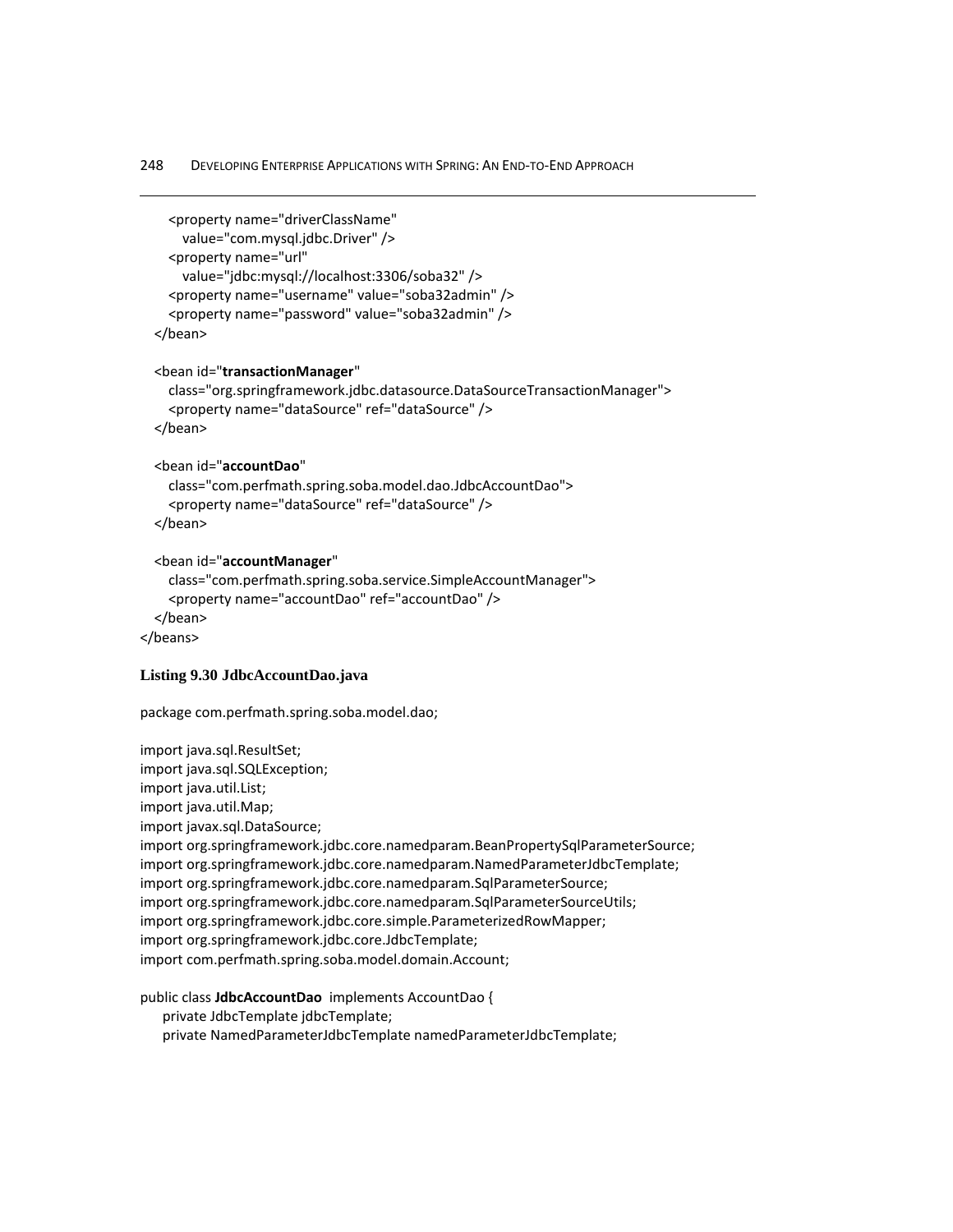```
      <property name="driverClassName"
         value="com.mysql.jdbc.Driver" />
      <property name="url"
         value="jdbc:mysql://localhost:3306/soba32" />
      <property name="username" value="soba32admin" />
      <property name="password" value="soba32admin" />
   </bean>

   <bean id="transactionManager"
      class="org.springframework.jdbc.datasource.DataSourceTransactionManager">
      <property name="dataSource" ref="dataSource" />
   </bean>

   <bean id="accountDao"
      class="com.perfmath.spring.soba.model.dao.JdbcAccountDao">
      <property name="dataSource" ref="dataSource" />
   </bean>

   <bean id="accountManager"
      class="com.perfmath.spring.soba.service.SimpleAccountManager">
      <property name="accountDao" ref="accountDao" />
   </bean>
</beans>
```

**Listing 9.30 JdbcAccountDao.java**

```
package com.perfmath.spring.soba.model.dao;

import java.sql.ResultSet;
import java.sql.SQLException;
import java.util.List;
import java.util.Map;
import javax.sql.DataSource;
import org.springframework.jdbc.core.namedparam.BeanPropertySqlParameterSource;
import org.springframework.jdbc.core.namedparam.NamedParameterJdbcTemplate;
import org.springframework.jdbc.core.namedparam.SqlParameterSource;
import org.springframework.jdbc.core.namedparam.SqlParameterSourceUtils;
import org.springframework.jdbc.core.simple.ParameterizedRowMapper;
import org.springframework.jdbc.core.JdbcTemplate;
import com.perfmath.spring.soba.model.domain.Account;

public class JdbcAccountDao  implements AccountDao {
     private JdbcTemplate jdbcTemplate;
     private NamedParameterJdbcTemplate namedParameterJdbcTemplate;
```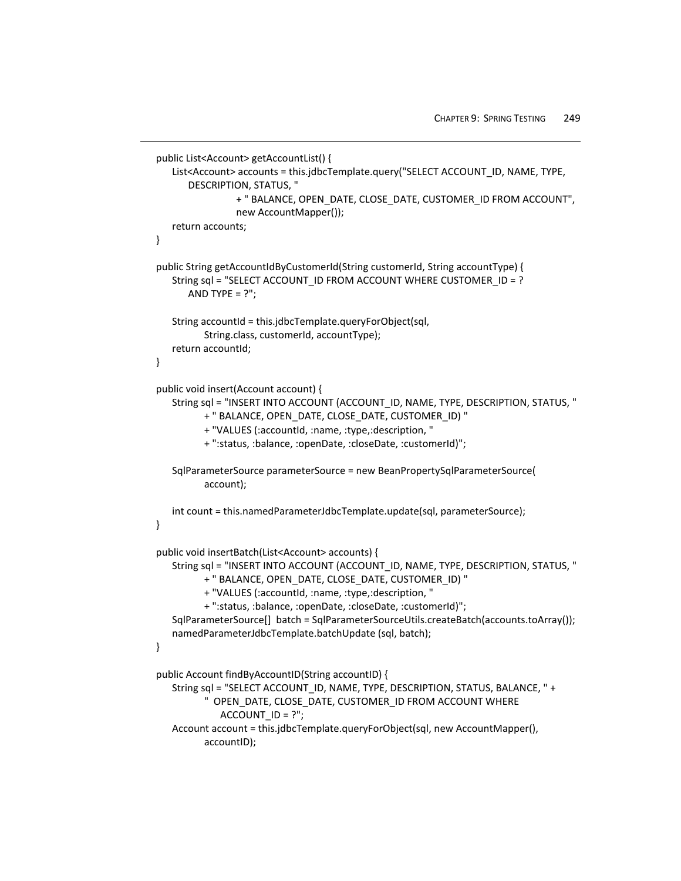```
public List<Account> getAccountList() {
    List<Account> accounts = this.jdbcTemplate.query("SELECT ACCOUNT_ID, NAME, TYPE,
        DESCRIPTION, STATUS, "
                    + " BALANCE, OPEN_DATE, CLOSE_DATE, CUSTOMER_ID FROM ACCOUNT",
                    new AccountMapper());
    return accounts;
}

public String getAccountIdByCustomerId(String customerId, String accountType) {
    String sql = "SELECT ACCOUNT_ID FROM ACCOUNT WHERE CUSTOMER_ID = ?
        AND TYPE = ?";

    String accountId = this.jdbcTemplate.queryForObject(sql,
            String.class, customerId, accountType);
    return accountId;
}

public void insert(Account account) {
    String sql = "INSERT INTO ACCOUNT (ACCOUNT_ID, NAME, TYPE, DESCRIPTION, STATUS, "
            + " BALANCE, OPEN_DATE, CLOSE_DATE, CUSTOMER_ID) "
            + "VALUES (:accountId, :name, :type,:description, "
            + ":status, :balance, :openDate, :closeDate, :customerId)";

    SqlParameterSource parameterSource = new BeanPropertySqlParameterSource(
            account);

    int count = this.namedParameterJdbcTemplate.update(sql, parameterSource);
}

public void insertBatch(List<Account> accounts) {
    String sql = "INSERT INTO ACCOUNT (ACCOUNT_ID, NAME, TYPE, DESCRIPTION, STATUS, "
            + " BALANCE, OPEN_DATE, CLOSE_DATE, CUSTOMER_ID) "
            + "VALUES (:accountId, :name, :type,:description, "
            + ":status, :balance, :openDate, :closeDate, :customerId)";
    SqlParameterSource[]  batch = SqlParameterSourceUtils.createBatch(accounts.toArray());
    namedParameterJdbcTemplate.batchUpdate (sql, batch);
}

public Account findByAccountID(String accountID) {
    String sql = "SELECT ACCOUNT_ID, NAME, TYPE, DESCRIPTION, STATUS, BALANCE, " +
            "  OPEN_DATE, CLOSE_DATE, CUSTOMER_ID FROM ACCOUNT WHERE
                ACCOUNT_ID = ?";
    Account account = this.jdbcTemplate.queryForObject(sql, new AccountMapper(),
            accountID);
```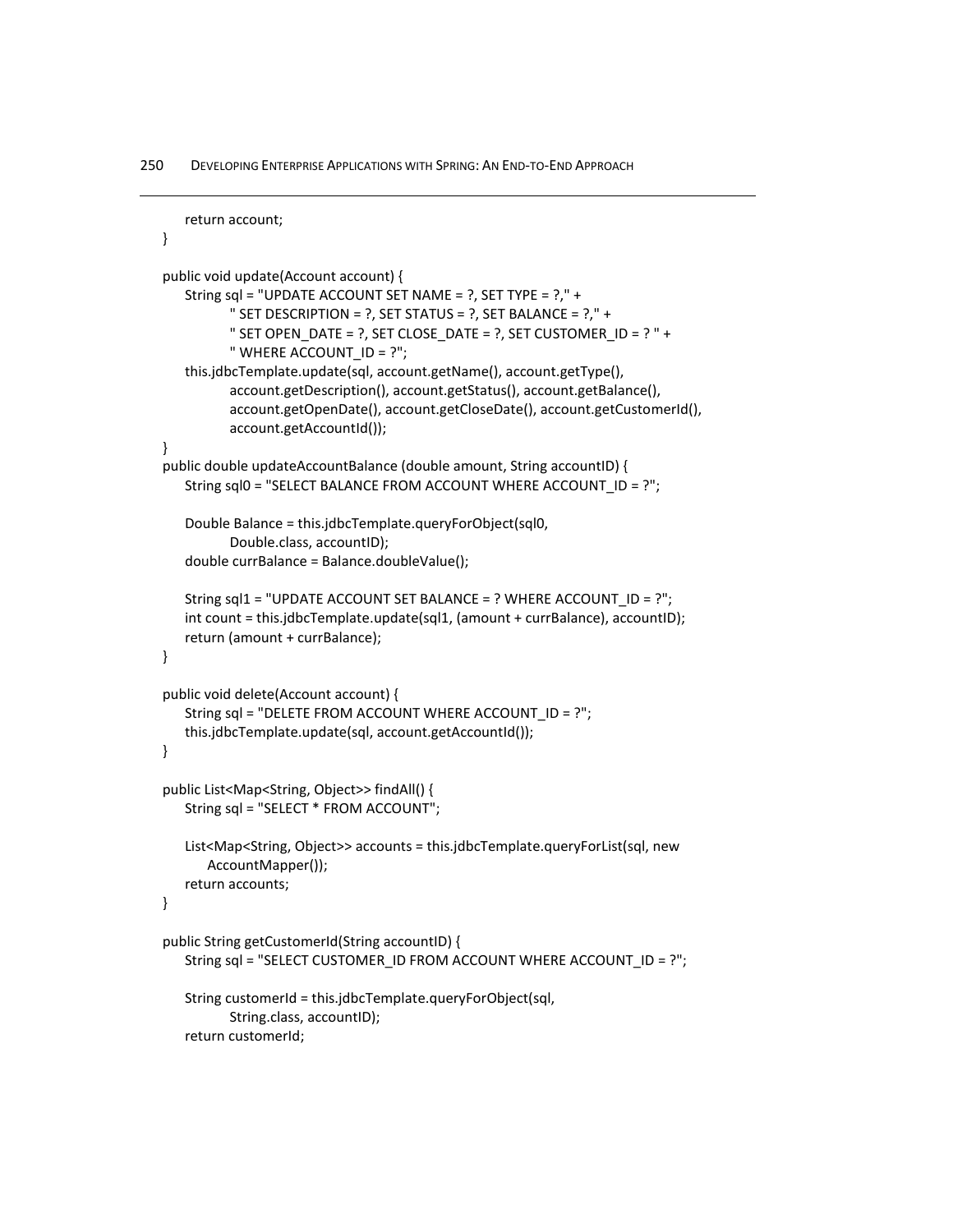```
        return account;
    }

    public void update(Account account) {
        String sql = "UPDATE ACCOUNT SET NAME = ?, SET TYPE = ?," +
                " SET DESCRIPTION = ?, SET STATUS = ?, SET BALANCE = ?," +
                " SET OPEN_DATE = ?, SET CLOSE_DATE = ?, SET CUSTOMER_ID = ? " +
                " WHERE ACCOUNT_ID = ?";
        this.jdbcTemplate.update(sql, account.getName(), account.getType(),
                account.getDescription(), account.getStatus(), account.getBalance(),
                account.getOpenDate(), account.getCloseDate(), account.getCustomerId(),
                account.getAccountId());
    }
    public double updateAccountBalance (double amount, String accountID) {
        String sql0 = "SELECT BALANCE FROM ACCOUNT WHERE ACCOUNT_ID = ?";

        Double Balance = this.jdbcTemplate.queryForObject(sql0,
                Double.class, accountID);
        double currBalance = Balance.doubleValue();

        String sql1 = "UPDATE ACCOUNT SET BALANCE = ? WHERE ACCOUNT_ID = ?";
        int count = this.jdbcTemplate.update(sql1, (amount + currBalance), accountID);
        return (amount + currBalance);
    }

    public void delete(Account account) {
        String sql = "DELETE FROM ACCOUNT WHERE ACCOUNT_ID = ?";
        this.jdbcTemplate.update(sql, account.getAccountId());
    }

    public List<Map<String, Object>> findAll() {
        String sql = "SELECT * FROM ACCOUNT";

        List<Map<String, Object>> accounts = this.jdbcTemplate.queryForList(sql, new
            AccountMapper());
        return accounts;
    }

    public String getCustomerId(String accountID) {
        String sql = "SELECT CUSTOMER_ID FROM ACCOUNT WHERE ACCOUNT_ID = ?";

        String customerId = this.jdbcTemplate.queryForObject(sql,
                String.class, accountID);
        return customerId;
```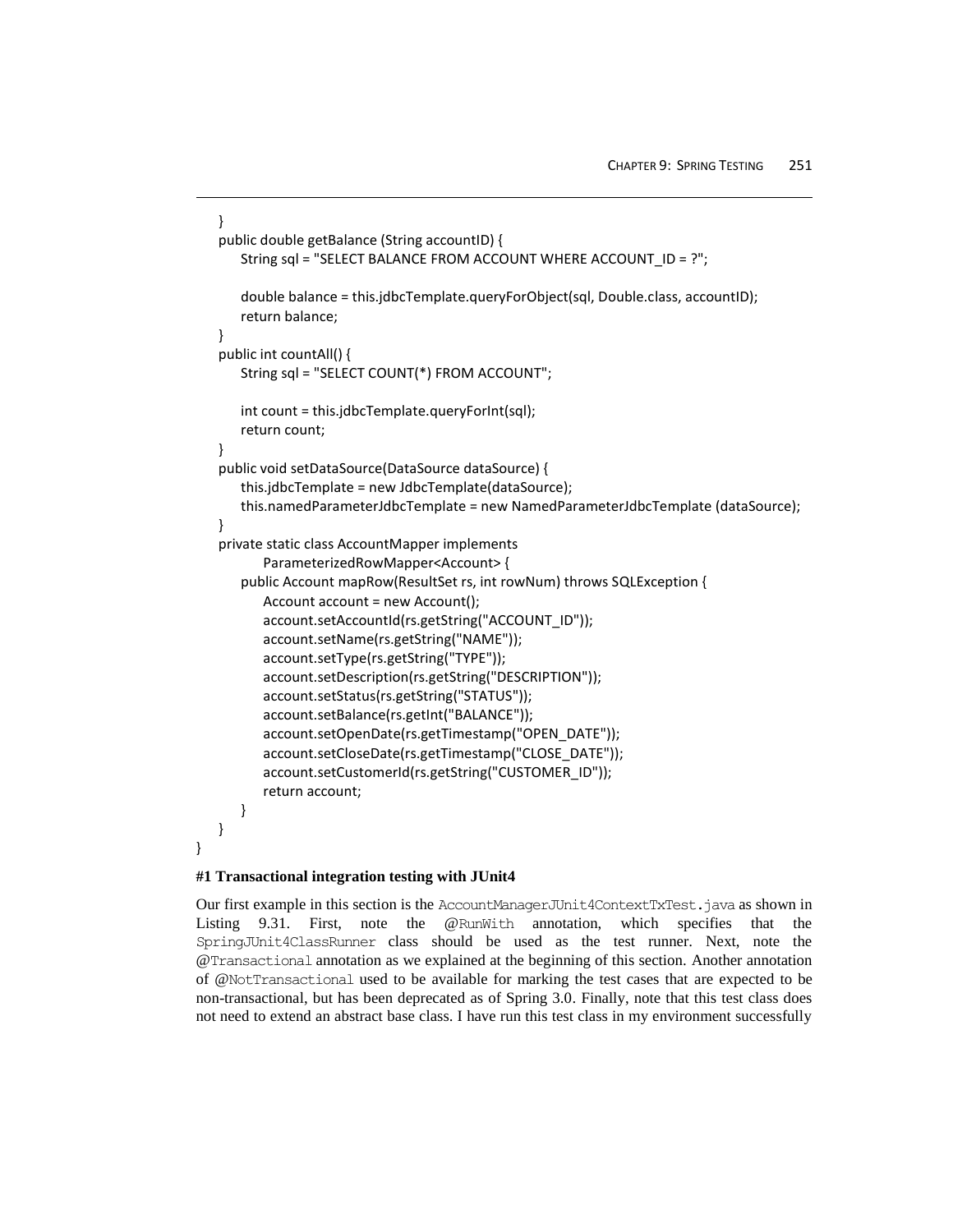```
    }
    public double getBalance (String accountID) {
        String sql = "SELECT BALANCE FROM ACCOUNT WHERE ACCOUNT_ID = ?";

        double balance = this.jdbcTemplate.queryForObject(sql, Double.class, accountID);
        return balance;
    }
    public int countAll() {
        String sql = "SELECT COUNT(*) FROM ACCOUNT";

        int count = this.jdbcTemplate.queryForInt(sql);
        return count;
    }
    public void setDataSource(DataSource dataSource) {
        this.jdbcTemplate = new JdbcTemplate(dataSource);
        this.namedParameterJdbcTemplate = new NamedParameterJdbcTemplate (dataSource);
    }
    private static class AccountMapper implements
            ParameterizedRowMapper<Account> {
        public Account mapRow(ResultSet rs, int rowNum) throws SQLException {
            Account account = new Account();
            account.setAccountId(rs.getString("ACCOUNT_ID"));
            account.setName(rs.getString("NAME"));
            account.setType(rs.getString("TYPE"));
            account.setDescription(rs.getString("DESCRIPTION"));
            account.setStatus(rs.getString("STATUS"));
            account.setBalance(rs.getInt("BALANCE"));
            account.setOpenDate(rs.getTimestamp("OPEN_DATE"));
            account.setCloseDate(rs.getTimestamp("CLOSE_DATE"));
            account.setCustomerId(rs.getString("CUSTOMER_ID"));
            return account;
        }
    }
}
```

**#1 Transactional integration testing with JUnit4**

Our first example in this section is the `AccountManagerJUnit4ContextTxTest.java` as shown in Listing 9.31. First, note the `@RunWith` annotation, which specifies that the `SpringJUnit4ClassRunner` class should be used as the test runner. Next, note the `@Transactional` annotation as we explained at the beginning of this section. Another annotation of `@NotTransactional` used to be available for marking the test cases that are expected to be non-transactional, but has been deprecated as of Spring 3.0. Finally, note that this test class does not need to extend an abstract base class. I have run this test class in my environment successfully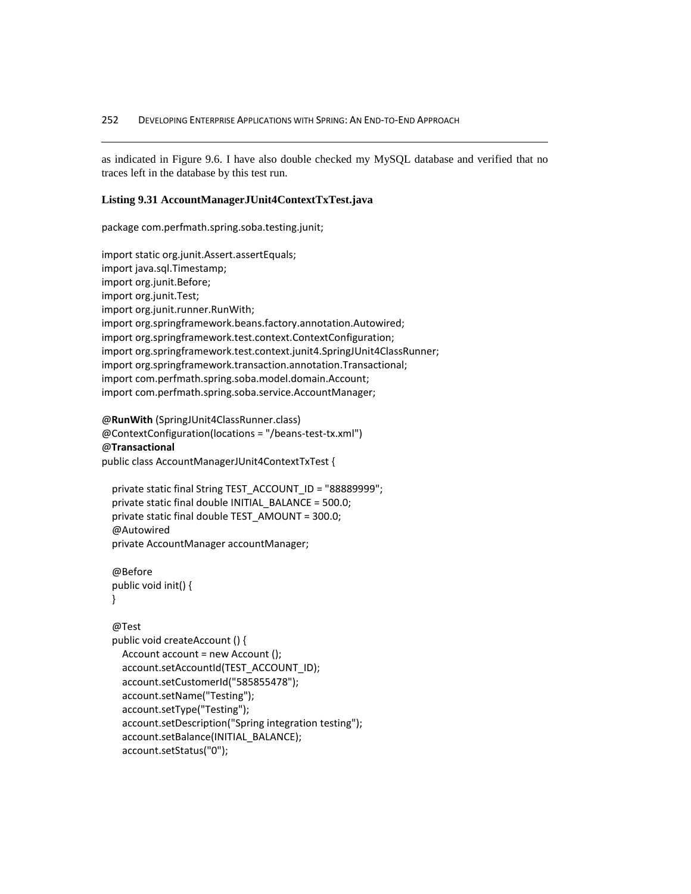as indicated in Figure 9.6. I have also double checked my MySQL database and verified that no traces left in the database by this test run.

**Listing 9.31 AccountManagerJUnit4ContextTxTest.java**

```
package com.perfmath.spring.soba.testing.junit;

import static org.junit.Assert.assertEquals;
import java.sql.Timestamp;
import org.junit.Before;
import org.junit.Test;
import org.junit.runner.RunWith;
import org.springframework.beans.factory.annotation.Autowired;
import org.springframework.test.context.ContextConfiguration;
import org.springframework.test.context.junit4.SpringJUnit4ClassRunner;
import org.springframework.transaction.annotation.Transactional;
import com.perfmath.spring.soba.model.domain.Account;
import com.perfmath.spring.soba.service.AccountManager;

@RunWith (SpringJUnit4ClassRunner.class)
@ContextConfiguration(locations = "/beans-test-tx.xml")
@Transactional
public class AccountManagerJUnit4ContextTxTest {

   private static final String TEST_ACCOUNT_ID = "88889999";
   private static final double INITIAL_BALANCE = 500.0;
   private static final double TEST_AMOUNT = 300.0;
   @Autowired
   private AccountManager accountManager;

   @Before
   public void init() {
   }

   @Test
   public void createAccount () {
      Account account = new Account ();
      account.setAccountId(TEST_ACCOUNT_ID);
      account.setCustomerId("585855478");
      account.setName("Testing");
      account.setType("Testing");
      account.setDescription("Spring integration testing");
      account.setBalance(INITIAL_BALANCE);
      account.setStatus("0");
```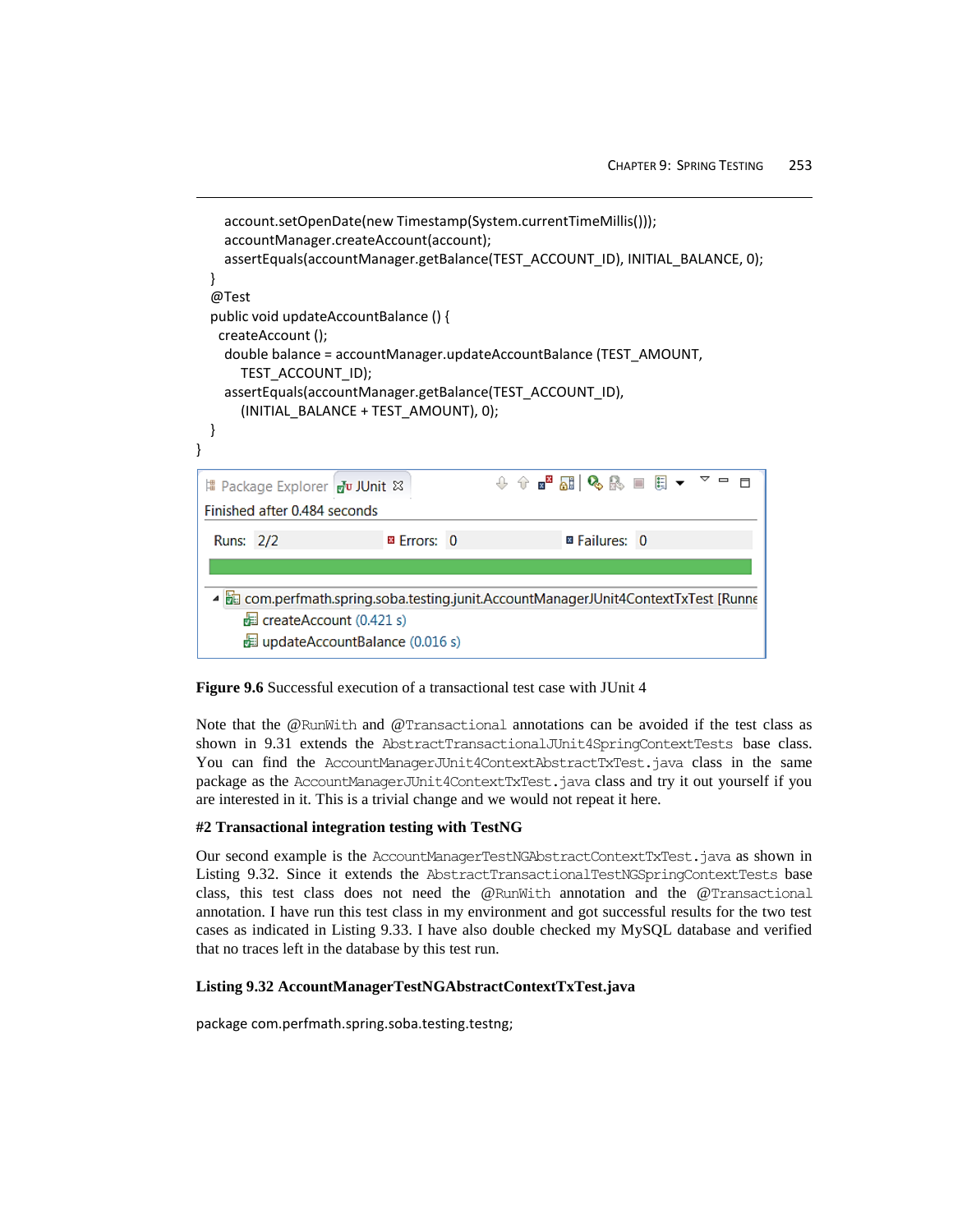```
        account.setOpenDate(new Timestamp(System.currentTimeMillis()));
        accountManager.createAccount(account);
        assertEquals(accountManager.getBalance(TEST_ACCOUNT_ID), INITIAL_BALANCE, 0);
    }
    @Test
    public void updateAccountBalance () {
      createAccount ();
        double balance = accountManager.updateAccountBalance (TEST_AMOUNT,
            TEST_ACCOUNT_ID);
        assertEquals(accountManager.getBalance(TEST_ACCOUNT_ID),
            (INITIAL_BALANCE + TEST_AMOUNT), 0);
    }
}
```

Package Explorer | JUnit

Finished after 0.484 seconds

Runs: 2/2    Errors: 0    Failures: 0

- com.perfmath.spring.soba.testing.junit.AccountManagerJUnit4ContextTxTest [Runne
  - createAccount (0.421 s)
  - updateAccountBalance (0.016 s)

**Figure 9.6** Successful execution of a transactional test case with JUnit 4

Note that the @RunWith and @Transactional annotations can be avoided if the test class as shown in 9.31 extends the AbstractTransactionalJUnit4SpringContextTests base class. You can find the AccountManagerJUnit4ContextAbstractTxTest.java class in the same package as the AccountManagerJUnit4ContextTxTest.java class and try it out yourself if you are interested in it. This is a trivial change and we would not repeat it here.

**#2 Transactional integration testing with TestNG**

Our second example is the AccountManagerTestNGAbstractContextTxTest.java as shown in Listing 9.32. Since it extends the AbstractTransactionalTestNGSpringContextTests base class, this test class does not need the @RunWith annotation and the @Transactional annotation. I have run this test class in my environment and got successful results for the two test cases as indicated in Listing 9.33. I have also double checked my MySQL database and verified that no traces left in the database by this test run.

**Listing 9.32 AccountManagerTestNGAbstractContextTxTest.java**

```
package com.perfmath.spring.soba.testing.testng;
```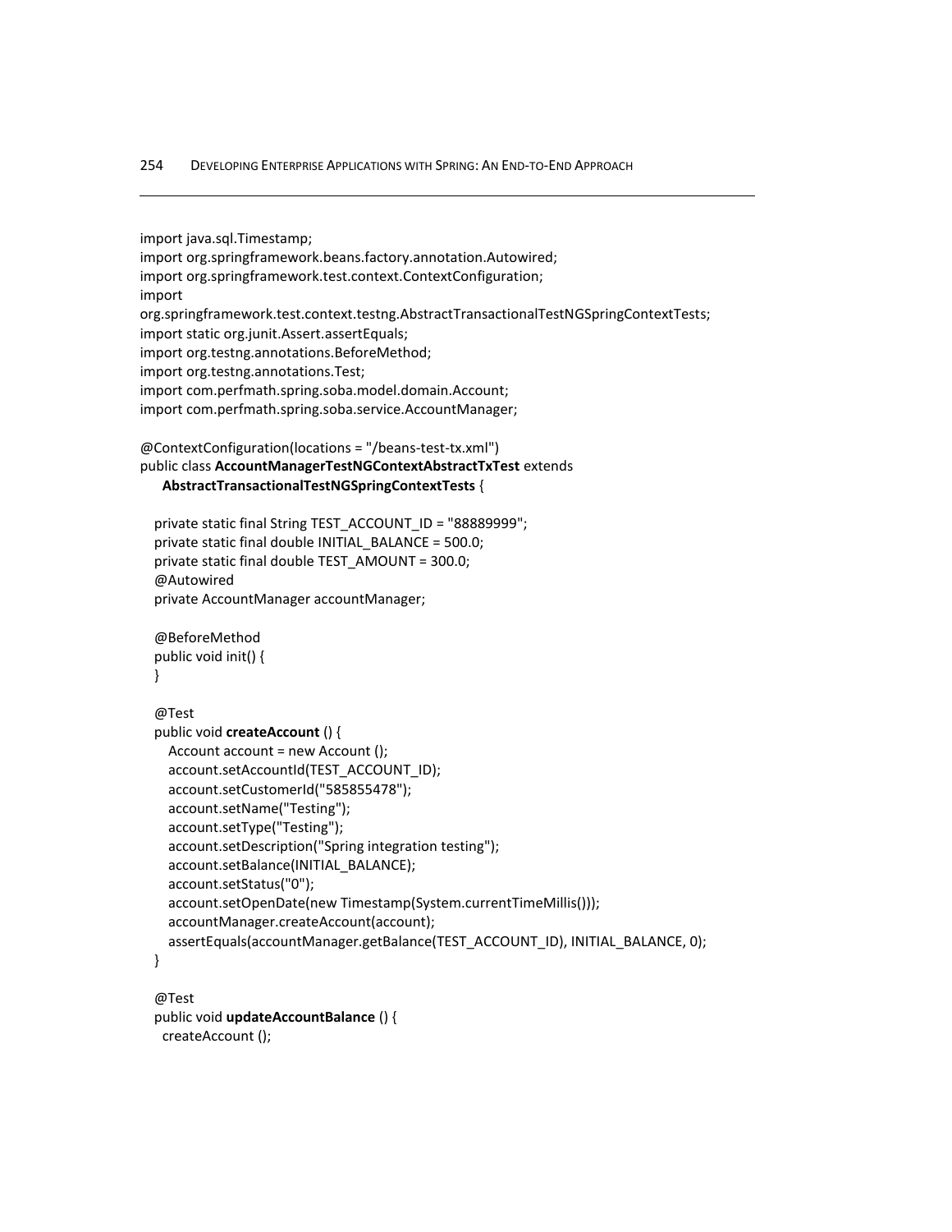```java
import java.sql.Timestamp;
import org.springframework.beans.factory.annotation.Autowired;
import org.springframework.test.context.ContextConfiguration;
import
org.springframework.test.context.testng.AbstractTransactionalTestNGSpringContextTests;
import static org.junit.Assert.assertEquals;
import org.testng.annotations.BeforeMethod;
import org.testng.annotations.Test;
import com.perfmath.spring.soba.model.domain.Account;
import com.perfmath.spring.soba.service.AccountManager;

@ContextConfiguration(locations = "/beans-test-tx.xml")
public class AccountManagerTestNGContextAbstractTxTest extends
    AbstractTransactionalTestNGSpringContextTests {

  private static final String TEST_ACCOUNT_ID = "88889999";
  private static final double INITIAL_BALANCE = 500.0;
  private static final double TEST_AMOUNT = 300.0;
  @Autowired
  private AccountManager accountManager;

  @BeforeMethod
  public void init() {
  }

  @Test
  public void createAccount () {
    Account account = new Account ();
    account.setAccountId(TEST_ACCOUNT_ID);
    account.setCustomerId("585855478");
    account.setName("Testing");
    account.setType("Testing");
    account.setDescription("Spring integration testing");
    account.setBalance(INITIAL_BALANCE);
    account.setStatus("0");
    account.setOpenDate(new Timestamp(System.currentTimeMillis()));
    accountManager.createAccount(account);
    assertEquals(accountManager.getBalance(TEST_ACCOUNT_ID), INITIAL_BALANCE, 0);
  }

  @Test
  public void updateAccountBalance () {
   createAccount ();
```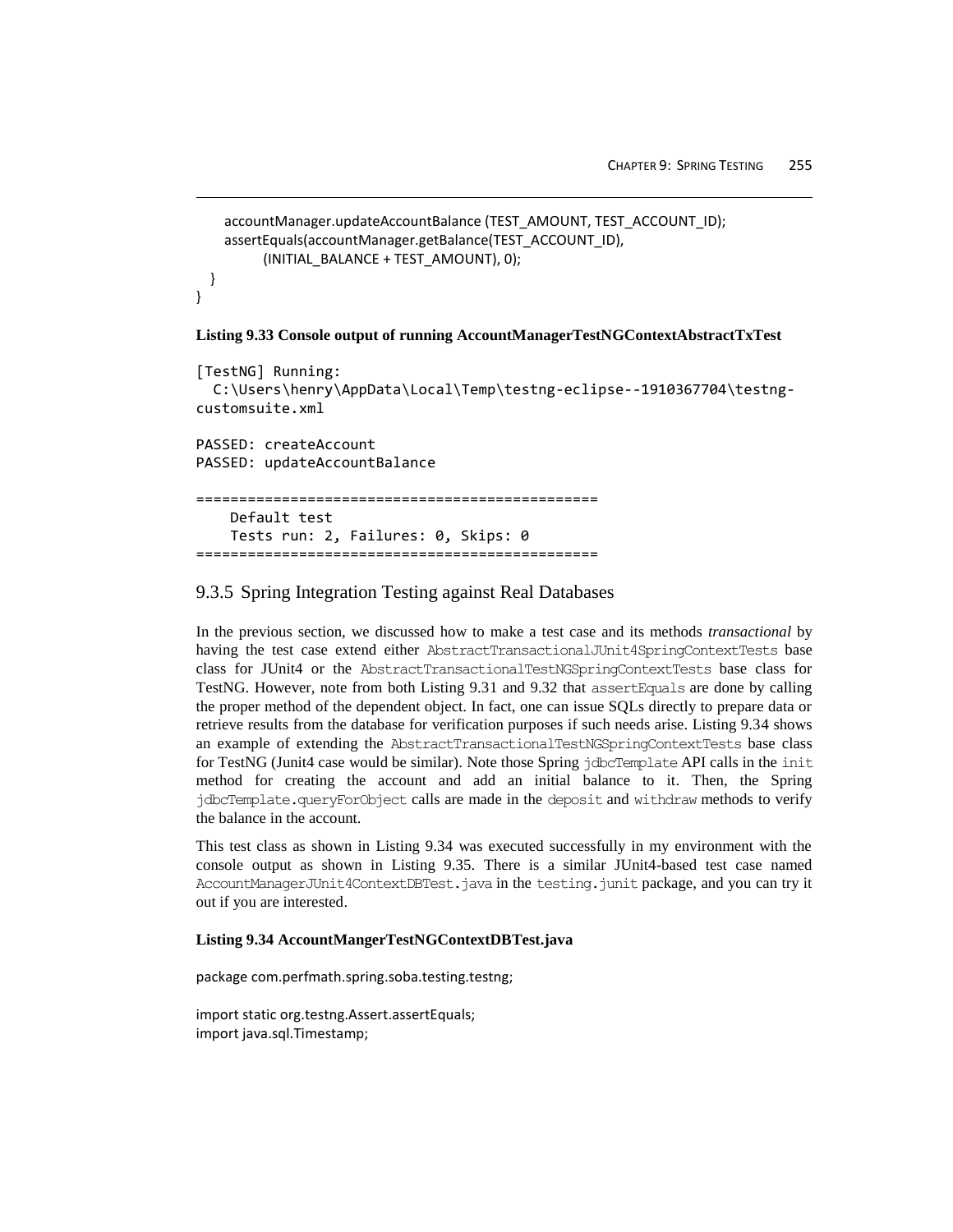```
    accountManager.updateAccountBalance (TEST_AMOUNT, TEST_ACCOUNT_ID);
    assertEquals(accountManager.getBalance(TEST_ACCOUNT_ID),
          (INITIAL_BALANCE + TEST_AMOUNT), 0);
  }
}
```

**Listing 9.33 Console output of running AccountManagerTestNGContextAbstractTxTest**

```
[TestNG] Running:
  C:\Users\henry\AppData\Local\Temp\testng-eclipse--1910367704\testng-
customsuite.xml

PASSED: createAccount
PASSED: updateAccountBalance

===============================================
    Default test
    Tests run: 2, Failures: 0, Skips: 0
===============================================
```

### 9.3.5 Spring Integration Testing against Real Databases

In the previous section, we discussed how to make a test case and its methods *transactional* by having the test case extend either `AbstractTransactionalJUnit4SpringContextTests` base class for JUnit4 or the `AbstractTransactionalTestNGSpringContextTests` base class for TestNG. However, note from both Listing 9.31 and 9.32 that `assertEquals` are done by calling the proper method of the dependent object. In fact, one can issue SQLs directly to prepare data or retrieve results from the database for verification purposes if such needs arise. Listing 9.34 shows an example of extending the `AbstractTransactionalTestNGSpringContextTests` base class for TestNG (Junit4 case would be similar). Note those Spring `jdbcTemplate` API calls in the `init` method for creating the account and add an initial balance to it. Then, the Spring `jdbcTemplate.queryForObject` calls are made in the `deposit` and `withdraw` methods to verify the balance in the account.

This test class as shown in Listing 9.34 was executed successfully in my environment with the console output as shown in Listing 9.35. There is a similar JUnit4-based test case named `AccountManagerJUnit4ContextDBTest.java` in the `testing.junit` package, and you can try it out if you are interested.

**Listing 9.34 AccountMangerTestNGContextDBTest.java**

```
package com.perfmath.spring.soba.testing.testng;

import static org.testng.Assert.assertEquals;
import java.sql.Timestamp;
```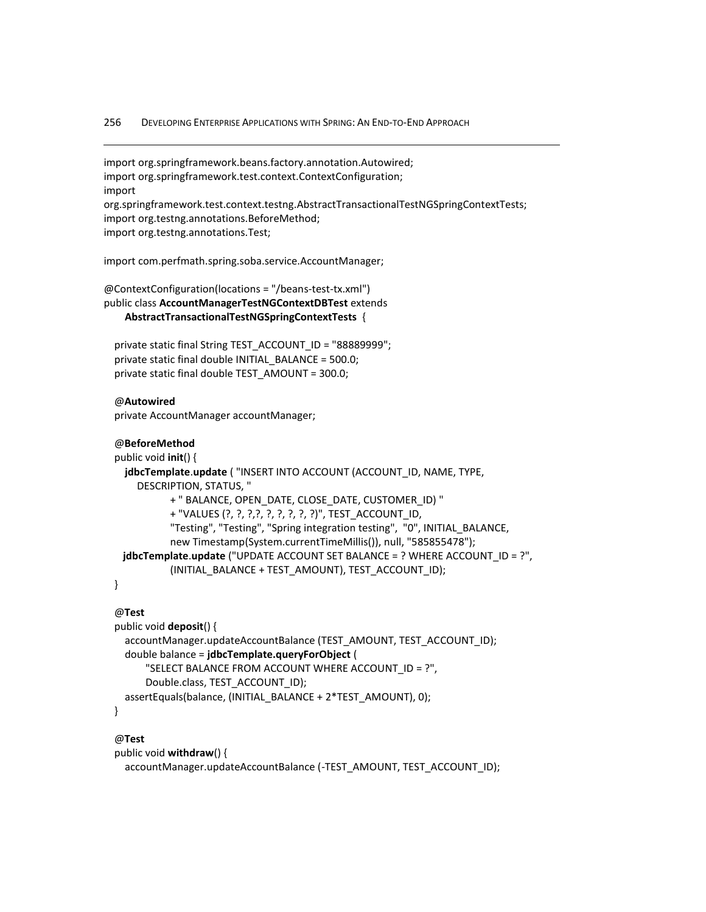```
import org.springframework.beans.factory.annotation.Autowired;
import org.springframework.test.context.ContextConfiguration;
import
org.springframework.test.context.testng.AbstractTransactionalTestNGSpringContextTests;
import org.testng.annotations.BeforeMethod;
import org.testng.annotations.Test;

import com.perfmath.spring.soba.service.AccountManager;

@ContextConfiguration(locations = "/beans-test-tx.xml")
public class AccountManagerTestNGContextDBTest extends
      AbstractTransactionalTestNGSpringContextTests  {

   private static final String TEST_ACCOUNT_ID = "88889999";
   private static final double INITIAL_BALANCE = 500.0;
   private static final double TEST_AMOUNT = 300.0;

   @Autowired
   private AccountManager accountManager;

   @BeforeMethod
   public void init() {
      jdbcTemplate.update ( "INSERT INTO ACCOUNT (ACCOUNT_ID, NAME, TYPE,
         DESCRIPTION, STATUS, "
                  + " BALANCE, OPEN_DATE, CLOSE_DATE, CUSTOMER_ID) "
                  + "VALUES (?, ?, ?,?, ?, ?, ?, ?, ?)", TEST_ACCOUNT_ID,
                  "Testing", "Testing", "Spring integration testing",  "0", INITIAL_BALANCE,
                  new Timestamp(System.currentTimeMillis()), null, "585855478");
     jdbcTemplate.update ("UPDATE ACCOUNT SET BALANCE = ? WHERE ACCOUNT_ID = ?",
                  (INITIAL_BALANCE + TEST_AMOUNT), TEST_ACCOUNT_ID);
   }

   @Test
   public void deposit() {
      accountManager.updateAccountBalance (TEST_AMOUNT, TEST_ACCOUNT_ID);
      double balance = jdbcTemplate.queryForObject (
            "SELECT BALANCE FROM ACCOUNT WHERE ACCOUNT_ID = ?",
            Double.class, TEST_ACCOUNT_ID);
      assertEquals(balance, (INITIAL_BALANCE + 2*TEST_AMOUNT), 0);
   }

   @Test
   public void withdraw() {
      accountManager.updateAccountBalance (-TEST_AMOUNT, TEST_ACCOUNT_ID);
```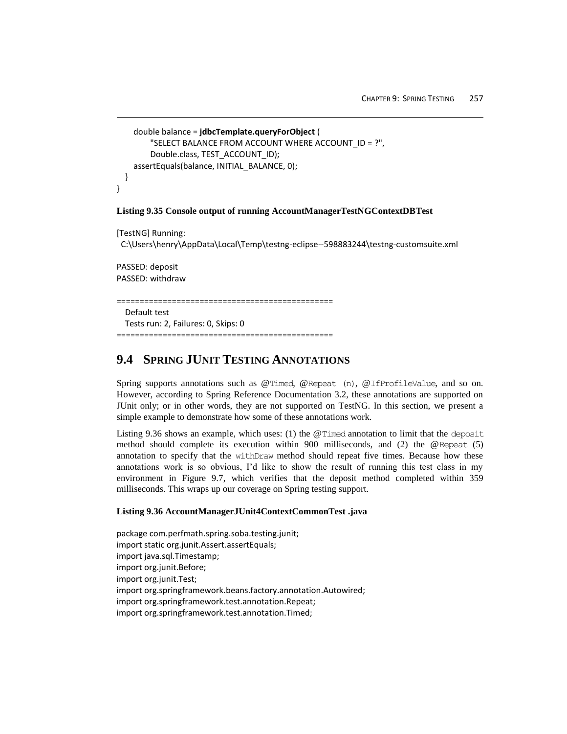```
      double balance = jdbcTemplate.queryForObject (
            "SELECT BALANCE FROM ACCOUNT WHERE ACCOUNT_ID = ?",
            Double.class, TEST_ACCOUNT_ID);
      assertEquals(balance, INITIAL_BALANCE, 0);
   }
}
```

**Listing 9.35 Console output of running AccountManagerTestNGContextDBTest**

```
[TestNG] Running:
  C:\Users\henry\AppData\Local\Temp\testng-eclipse--598883244\testng-customsuite.xml

PASSED: deposit
PASSED: withdraw

===============================================
    Default test
    Tests run: 2, Failures: 0, Skips: 0
===============================================
```

## 9.4 SPRING JUNIT TESTING ANNOTATIONS

Spring supports annotations such as @Timed, @Repeat (n), @IfProfileValue, and so on. However, according to Spring Reference Documentation 3.2, these annotations are supported on JUnit only; or in other words, they are not supported on TestNG. In this section, we present a simple example to demonstrate how some of these annotations work.

Listing 9.36 shows an example, which uses: (1) the @Timed annotation to limit that the deposit method should complete its execution within 900 milliseconds, and (2) the @Repeat (5) annotation to specify that the withDraw method should repeat five times. Because how these annotations work is so obvious, I'd like to show the result of running this test class in my environment in Figure 9.7, which verifies that the deposit method completed within 359 milliseconds. This wraps up our coverage on Spring testing support.

**Listing 9.36 AccountManagerJUnit4ContextCommonTest .java**

```
package com.perfmath.spring.soba.testing.junit;
import static org.junit.Assert.assertEquals;
import java.sql.Timestamp;
import org.junit.Before;
import org.junit.Test;
import org.springframework.beans.factory.annotation.Autowired;
import org.springframework.test.annotation.Repeat;
import org.springframework.test.annotation.Timed;
```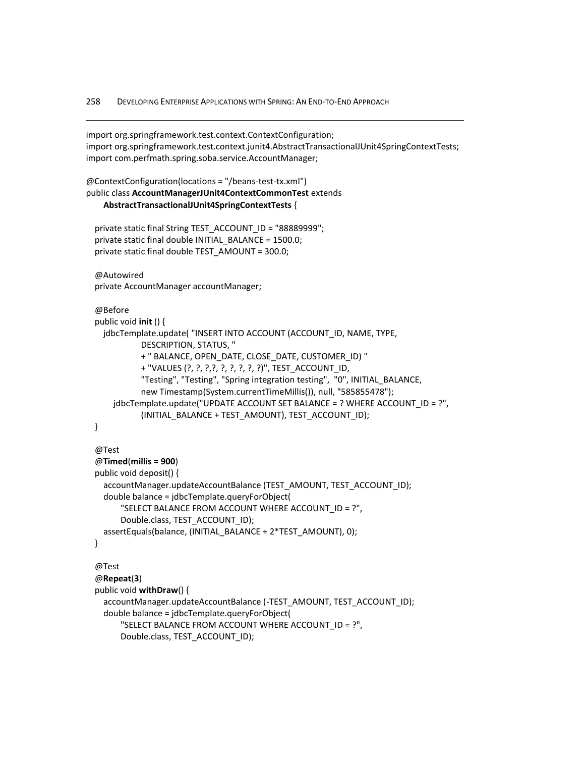```java
import org.springframework.test.context.ContextConfiguration;
import org.springframework.test.context.junit4.AbstractTransactionalJUnit4SpringContextTests;
import com.perfmath.spring.soba.service.AccountManager;

@ContextConfiguration(locations = "/beans-test-tx.xml")
public class AccountManagerJUnit4ContextCommonTest extends
    AbstractTransactionalJUnit4SpringContextTests {

  private static final String TEST_ACCOUNT_ID = "88889999";
  private static final double INITIAL_BALANCE = 1500.0;
  private static final double TEST_AMOUNT = 300.0;

  @Autowired
  private AccountManager accountManager;

  @Before
  public void init () {
    jdbcTemplate.update( "INSERT INTO ACCOUNT (ACCOUNT_ID, NAME, TYPE,
            DESCRIPTION, STATUS, "
            + " BALANCE, OPEN_DATE, CLOSE_DATE, CUSTOMER_ID) "
            + "VALUES (?, ?, ?,?, ?, ?, ?, ?, ?)", TEST_ACCOUNT_ID,
            "Testing", "Testing", "Spring integration testing",  "0", INITIAL_BALANCE,
            new Timestamp(System.currentTimeMillis()), null, "585855478");
      jdbcTemplate.update("UPDATE ACCOUNT SET BALANCE = ? WHERE ACCOUNT_ID = ?",
            (INITIAL_BALANCE + TEST_AMOUNT), TEST_ACCOUNT_ID);
  }

  @Test
  @Timed(millis = 900)
  public void deposit() {
    accountManager.updateAccountBalance (TEST_AMOUNT, TEST_ACCOUNT_ID);
    double balance = jdbcTemplate.queryForObject(
         "SELECT BALANCE FROM ACCOUNT WHERE ACCOUNT_ID = ?",
         Double.class, TEST_ACCOUNT_ID);
    assertEquals(balance, (INITIAL_BALANCE + 2*TEST_AMOUNT), 0);
  }

  @Test
  @Repeat(3)
  public void withDraw() {
    accountManager.updateAccountBalance (-TEST_AMOUNT, TEST_ACCOUNT_ID);
    double balance = jdbcTemplate.queryForObject(
         "SELECT BALANCE FROM ACCOUNT WHERE ACCOUNT_ID = ?",
         Double.class, TEST_ACCOUNT_ID);
```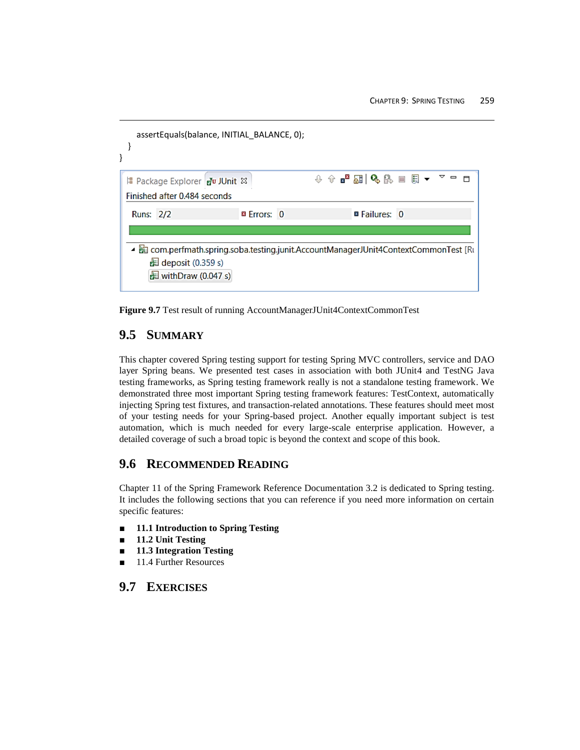```
        assertEquals(balance, INITIAL_BALANCE, 0);
    }
}
```

Figure 9.7 Test result of running AccountManagerJUnit4ContextCommonTest

## 9.5 SUMMARY

This chapter covered Spring testing support for testing Spring MVC controllers, service and DAO layer Spring beans. We presented test cases in association with both JUnit4 and TestNG Java testing frameworks, as Spring testing framework really is not a standalone testing framework. We demonstrated three most important Spring testing framework features: TestContext, automatically injecting Spring test fixtures, and transaction-related annotations. These features should meet most of your testing needs for your Spring-based project. Another equally important subject is test automation, which is much needed for every large-scale enterprise application. However, a detailed coverage of such a broad topic is beyond the context and scope of this book.

## 9.6 RECOMMENDED READING

Chapter 11 of the Spring Framework Reference Documentation 3.2 is dedicated to Spring testing. It includes the following sections that you can reference if you need more information on certain specific features:

- **11.1 Introduction to Spring Testing**
- **11.2 Unit Testing**
- **11.3 Integration Testing**
- 11.4 Further Resources

## 9.7 EXERCISES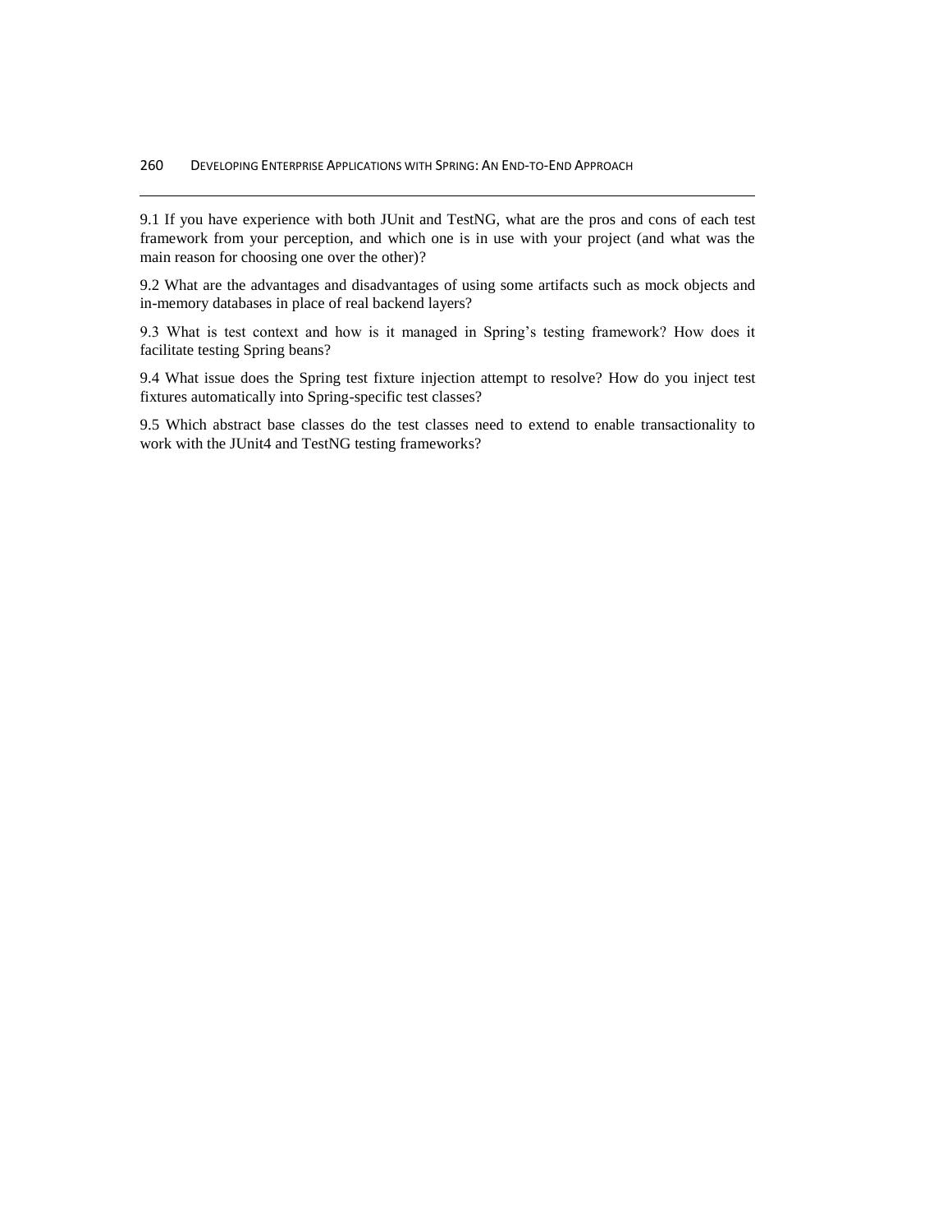9.1 If you have experience with both JUnit and TestNG, what are the pros and cons of each test framework from your perception, and which one is in use with your project (and what was the main reason for choosing one over the other)?

9.2 What are the advantages and disadvantages of using some artifacts such as mock objects and in-memory databases in place of real backend layers?

9.3 What is test context and how is it managed in Spring's testing framework? How does it facilitate testing Spring beans?

9.4 What issue does the Spring test fixture injection attempt to resolve? How do you inject test fixtures automatically into Spring-specific test classes?

9.5 Which abstract base classes do the test classes need to extend to enable transactionality to work with the JUnit4 and TestNG testing frameworks?